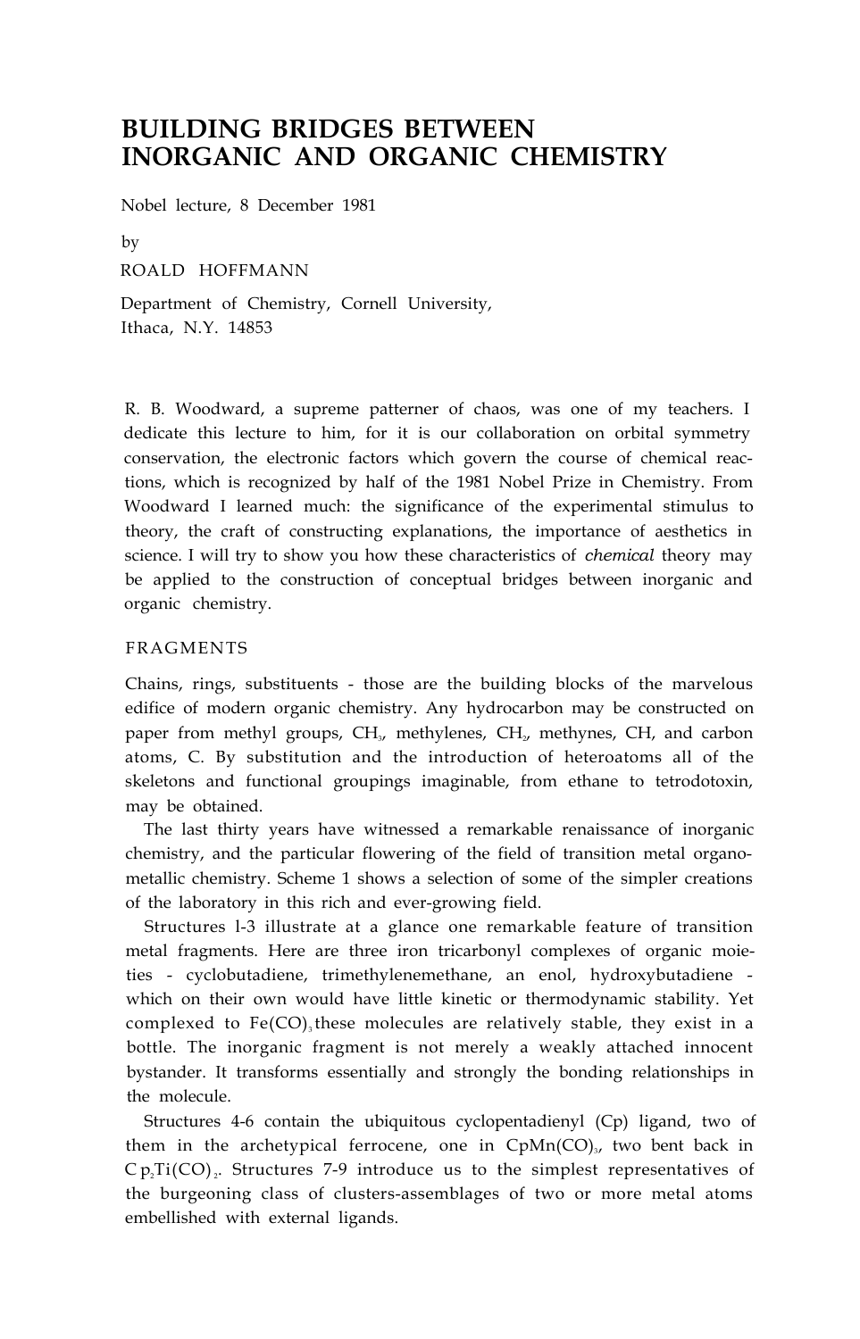# BUILDING BRIDGES BETWEEN INORGANIC AND ORGANIC CHEMISTRY

Nobel lecture, 8 December 1981

by

ROALD HOFFMANN

Department of Chemistry, Cornell University,
Ithaca, N.Y. 14853

R. B. Woodward, a supreme patterner of chaos, was one of my teachers. I dedicate this lecture to him, for it is our collaboration on orbital symmetry conservation, the electronic factors which govern the course of chemical reactions, which is recognized by half of the 1981 Nobel Prize in Chemistry. From Woodward I learned much: the significance of the experimental stimulus to theory, the craft of constructing explanations, the importance of aesthetics in science. I will try to show you how these characteristics of *chemical* theory may be applied to the construction of conceptual bridges between inorganic and organic chemistry.

## FRAGMENTS

Chains, rings, substituents - those are the building blocks of the marvelous edifice of modern organic chemistry. Any hydrocarbon may be constructed on paper from methyl groups, $CH_3$, methylenes, $CH_2$, methynes, CH, and carbon atoms, C. By substitution and the introduction of heteroatoms all of the skeletons and functional groupings imaginable, from ethane to tetrodotoxin, may be obtained.

The last thirty years have witnessed a remarkable renaissance of inorganic chemistry, and the particular flowering of the field of transition metal organometallic chemistry. Scheme 1 shows a selection of some of the simpler creations of the laboratory in this rich and ever-growing field.

Structures 1-3 illustrate at a glance one remarkable feature of transition metal fragments. Here are three iron tricarbonyl complexes of organic moieties - cyclobutadiene, trimethylenemethane, an enol, hydroxybutadiene - which on their own would have little kinetic or thermodynamic stability. Yet complexed to $Fe(CO)_3$ these molecules are relatively stable, they exist in a bottle. The inorganic fragment is not merely a weakly attached innocent bystander. It transforms essentially and strongly the bonding relationships in the molecule.

Structures 4-6 contain the ubiquitous cyclopentadienyl (Cp) ligand, two of them in the archetypical ferrocene, one in $CpMn(CO)_3$, two bent back in $Cp_2Ti(CO)_2$. Structures 7-9 introduce us to the simplest representatives of the burgeoning class of clusters-assemblages of two or more metal atoms embellished with external ligands.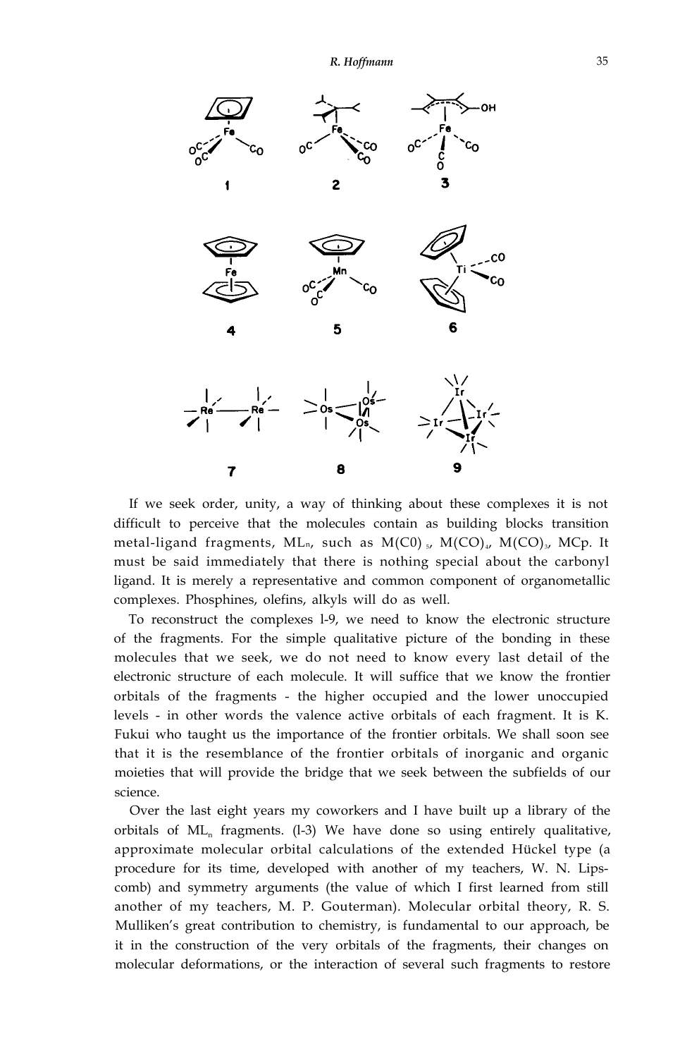If we seek order, unity, a way of thinking about these complexes it is not difficult to perceive that the molecules contain as building blocks transition metal-ligand fragments, $ML_n$, such as $M(C0)_5$, $M(CO)_4$, $M(CO)_3$, MCp. It must be said immediately that there is nothing special about the carbonyl ligand. It is merely a representative and common component of organometallic complexes. Phosphines, olefins, alkyls will do as well.

To reconstruct the complexes l-9, we need to know the electronic structure of the fragments. For the simple qualitative picture of the bonding in these molecules that we seek, we do not need to know every last detail of the electronic structure of each molecule. It will suffice that we know the frontier orbitals of the fragments - the higher occupied and the lower unoccupied levels - in other words the valence active orbitals of each fragment. It is K. Fukui who taught us the importance of the frontier orbitals. We shall soon see that it is the resemblance of the frontier orbitals of inorganic and organic moieties that will provide the bridge that we seek between the subfields of our science.

Over the last eight years my coworkers and I have built up a library of the orbitals of $ML_n$ fragments. (l-3) We have done so using entirely qualitative, approximate molecular orbital calculations of the extended Hückel type (a procedure for its time, developed with another of my teachers, W. N. Lipscomb) and symmetry arguments (the value of which I first learned from still another of my teachers, M. P. Gouterman). Molecular orbital theory, R. S. Mulliken's great contribution to chemistry, is fundamental to our approach, be it in the construction of the very orbitals of the fragments, their changes on molecular deformations, or the interaction of several such fragments to restore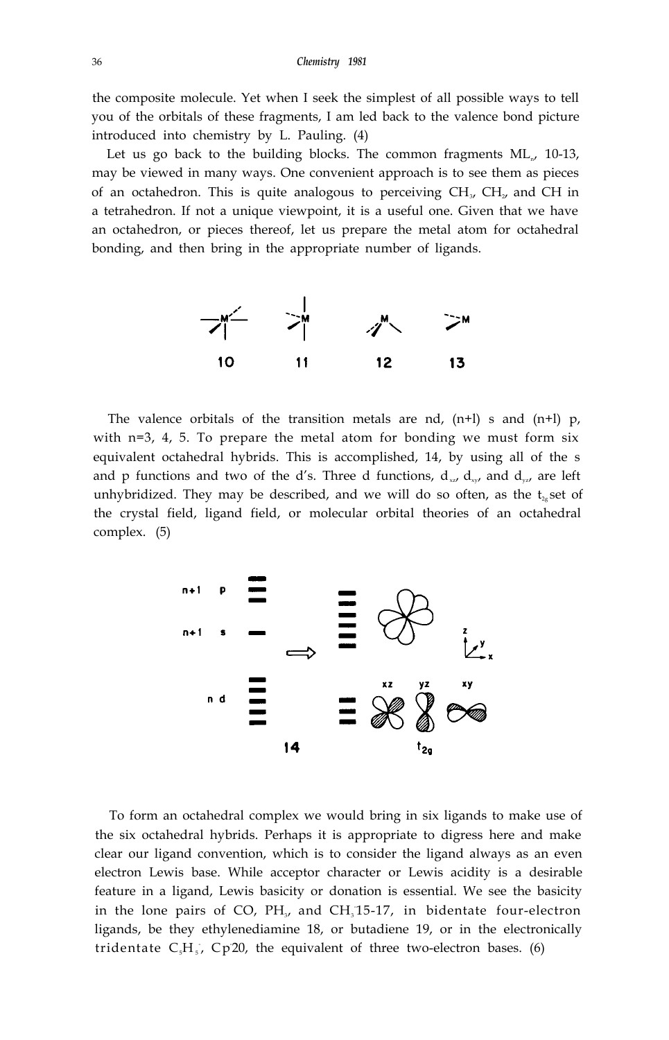the composite molecule. Yet when I seek the simplest of all possible ways to tell you of the orbitals of these fragments, I am led back to the valence bond picture introduced into chemistry by L. Pauling. (4)

Let us go back to the building blocks. The common fragments $ML_n$, 10-13, may be viewed in many ways. One convenient approach is to see them as pieces of an octahedron. This is quite analogous to perceiving $CH_3$, $CH_2$, and CH in a tetrahedron. If not a unique viewpoint, it is a useful one. Given that we have an octahedron, or pieces thereof, let us prepare the metal atom for octahedral bonding, and then bring in the appropriate number of ligands.

10 11 12 13

The valence orbitals of the transition metals are nd, (n+l) s and (n+l) p, with n=3, 4, 5. To prepare the metal atom for bonding we must form six equivalent octahedral hybrids. This is accomplished, 14, by using all of the s and p functions and two of the d's. Three d functions, $d_{xz}$, $d_{xy}$, and $d_{yz}$, are left unhybridized. They may be described, and we will do so often, as the $t_{2g}$ set of the crystal field, ligand field, or molecular orbital theories of an octahedral complex. (5)

14

To form an octahedral complex we would bring in six ligands to make use of the six octahedral hybrids. Perhaps it is appropriate to digress here and make clear our ligand convention, which is to consider the ligand always as an even electron Lewis base. While acceptor character or Lewis acidity is a desirable feature in a ligand, Lewis basicity or donation is essential. We see the basicity in the lone pairs of CO, $PH_3$, and $CH_3^-$ 15-17, in bidentate four-electron ligands, be they ethylenediamine 18, or butadiene 19, or in the electronically tridentate $C_5H_5^-$, $Cp^-$ 20, the equivalent of three two-electron bases. (6)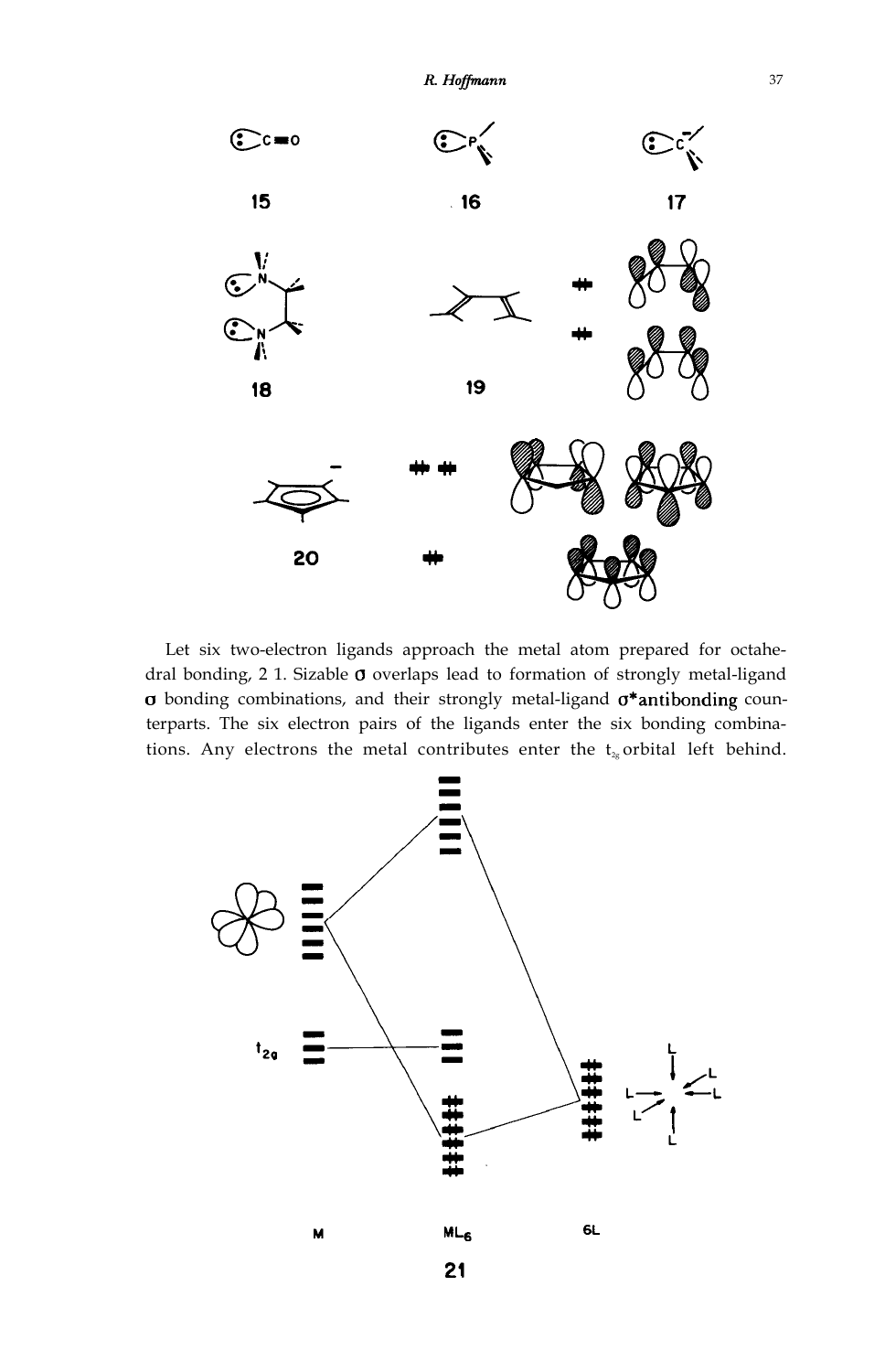15 16 17

18 19

20

Let six two-electron ligands approach the metal atom prepared for octahedral bonding, 2 1. Sizable σ overlaps lead to formation of strongly metal-ligand σ bonding combinations, and their strongly metal-ligand σ*antibonding counterparts. The six electron pairs of the ligands enter the six bonding combinations. Any electrons the metal contributes enter the $t_{2g}$ orbital left behind.

$t_{2g}$

M $ML_6$ 6L

21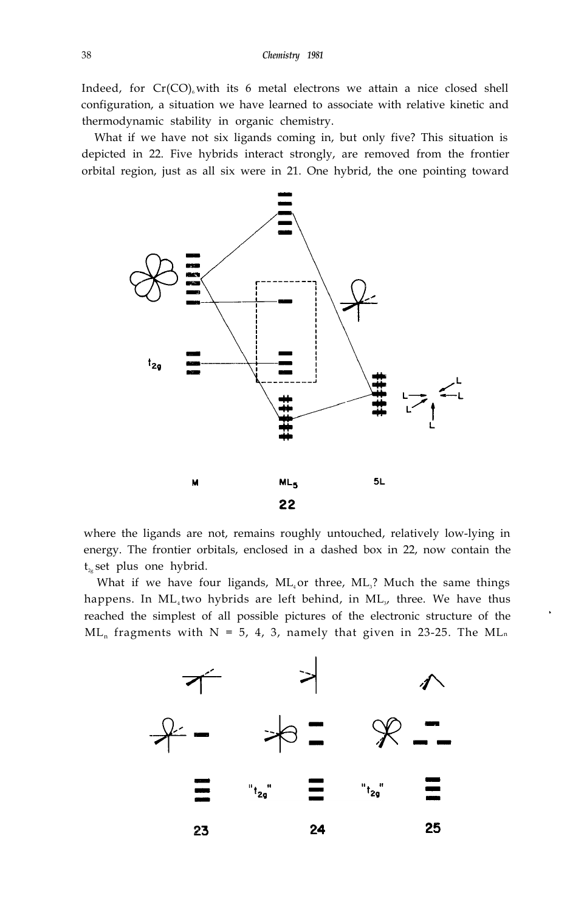Indeed, for $Cr(CO)_6$ with its 6 metal electrons we attain a nice closed shell configuration, a situation we have learned to associate with relative kinetic and thermodynamic stability in organic chemistry.

What if we have not six ligands coming in, but only five? This situation is depicted in 22. Five hybrids interact strongly, are removed from the frontier orbital region, just as all six were in 21. One hybrid, the one pointing toward where the ligands are not, remains roughly untouched, relatively low-lying in energy. The frontier orbitals, enclosed in a dashed box in 22, now contain the $t_{2g}$ set plus one hybrid.

What if we have four ligands, $ML_4$ or three, $ML_3$? Much the same things happens. In $ML_4$ two hybrids are left behind, in $ML_3$, three. We have thus reached the simplest of all possible pictures of the electronic structure of the $ML_n$ fragments with N = 5, 4, 3, namely that given in 23-25. The $ML_n$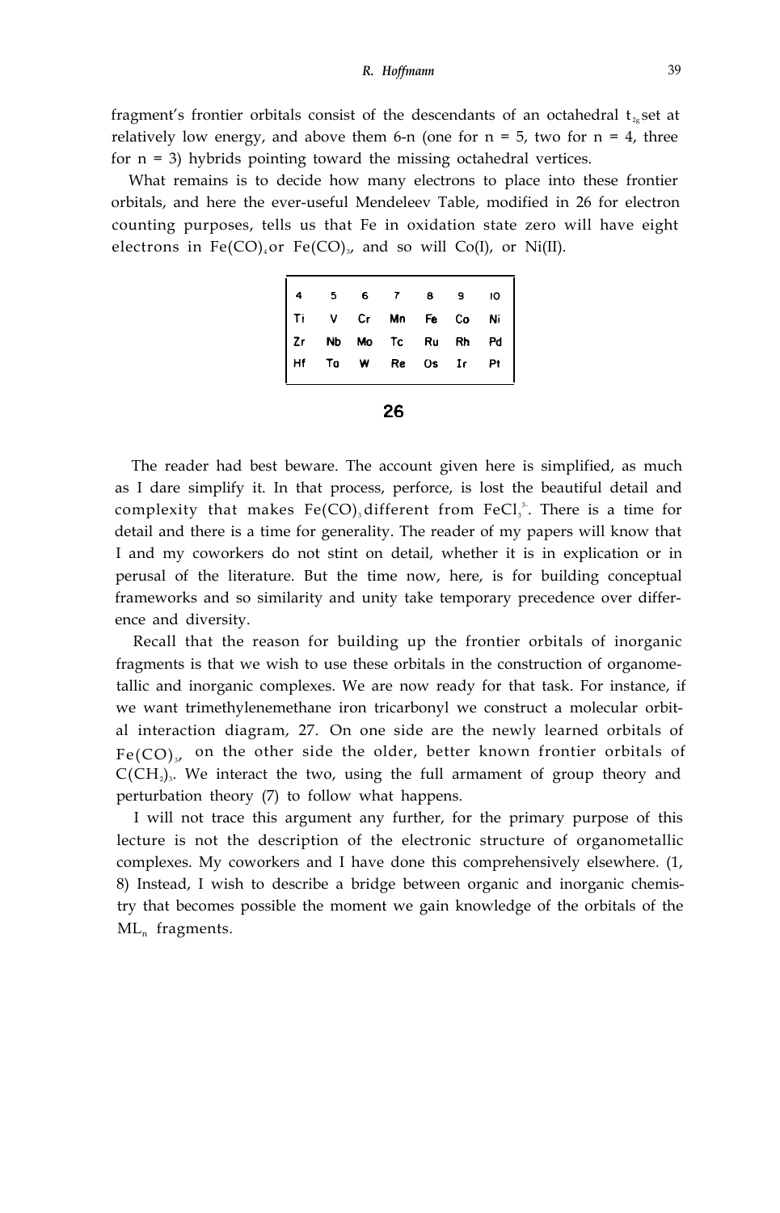fragment's frontier orbitals consist of the descendants of an octahedral $t_{2g}$ set at relatively low energy, and above them 6-n (one for n = 5, two for n = 4, three for n = 3) hybrids pointing toward the missing octahedral vertices.

What remains is to decide how many electrons to place into these frontier orbitals, and here the ever-useful Mendeleev Table, modified in 26 for electron counting purposes, tells us that Fe in oxidation state zero will have eight electrons in $Fe(CO)_4$ or $Fe(CO)_3$, and so will Co(I), or Ni(II).

| 4 | 5 | 6 | 7 | 8 | 9 | 10 |
|---|---|---|---|---|---|---|
| Ti | V | Cr | Mn | Fe | Co | Ni |
| Zr | Nb | Mo | Tc | Ru | Rh | Pd |
| Hf | Ta | W | Re | Os | Ir | Pt |

**26**

The reader had best beware. The account given here is simplified, as much as I dare simplify it. In that process, perforce, is lost the beautiful detail and complexity that makes $Fe(CO)_3$ different from $FeCl_3^{3-}$. There is a time for detail and there is a time for generality. The reader of my papers will know that I and my coworkers do not stint on detail, whether it is in explication or in perusal of the literature. But the time now, here, is for building conceptual frameworks and so similarity and unity take temporary precedence over difference and diversity.

Recall that the reason for building up the frontier orbitals of inorganic fragments is that we wish to use these orbitals in the construction of organometallic and inorganic complexes. We are now ready for that task. For instance, if we want trimethylenemethane iron tricarbonyl we construct a molecular orbital interaction diagram, 27. On one side are the newly learned orbitals of $Fe(CO)_3$, on the other side the older, better known frontier orbitals of $C(CH_2)_3$. We interact the two, using the full armament of group theory and perturbation theory (7) to follow what happens.

I will not trace this argument any further, for the primary purpose of this lecture is not the description of the electronic structure of organometallic complexes. My coworkers and I have done this comprehensively elsewhere. (1, 8) Instead, I wish to describe a bridge between organic and inorganic chemistry that becomes possible the moment we gain knowledge of the orbitals of the $ML_n$ fragments.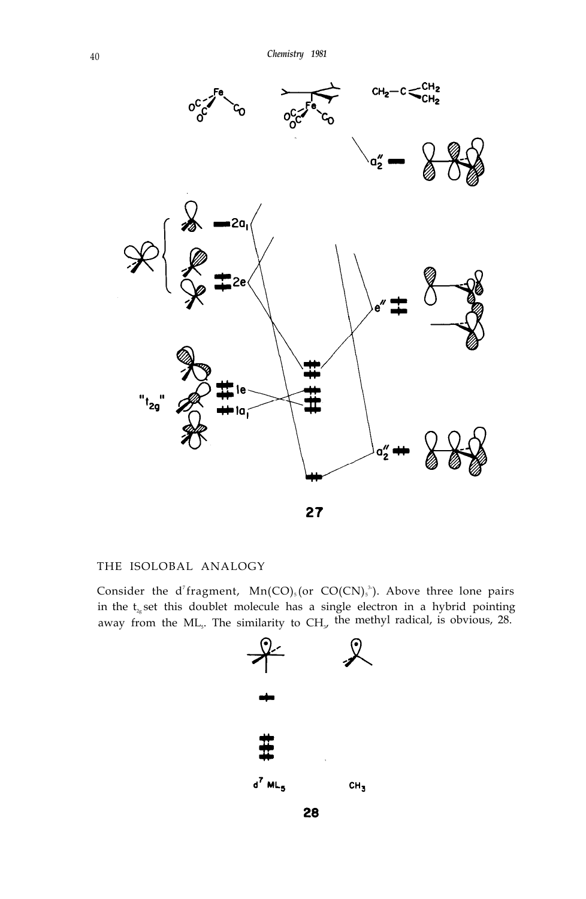**27**

## THE ISOLOBAL ANALOGY

Consider the $d^7$ fragment, $Mn(CO)_5$ (or $CO(CN)_5^{3-}$). Above three lone pairs in the $t_{2g}$ set this doublet molecule has a single electron in a hybrid pointing away from the $ML_5$. The similarity to $CH_3$, the methyl radical, is obvious, 28.

**28**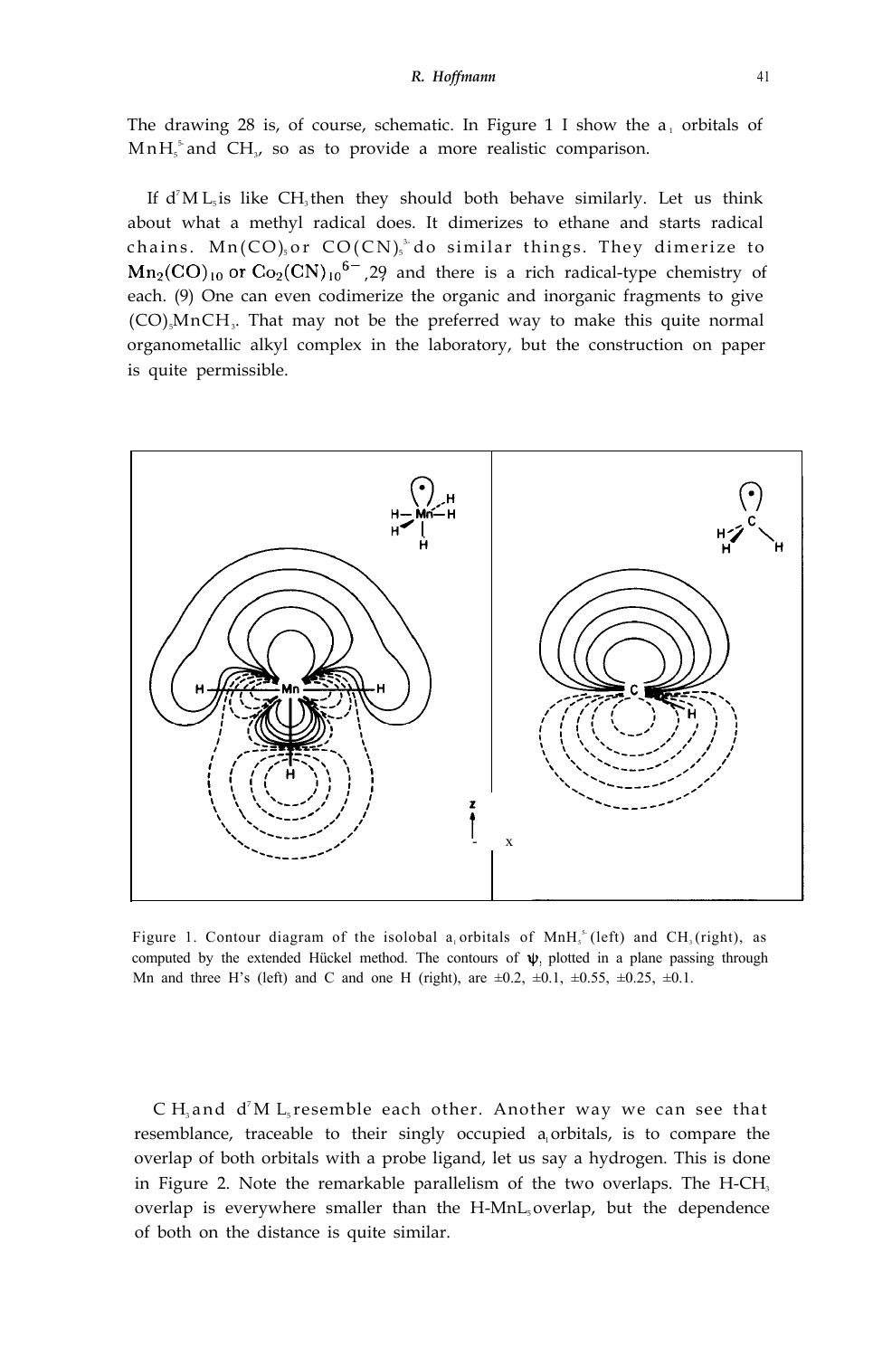The drawing 28 is, of course, schematic. In Figure 1 I show the $a_1$ orbitals of $MnH_5^{5-}$ and $CH_3$, so as to provide a more realistic comparison.

If $d^7ML_5$ is like $CH_3$ then they should both behave similarly. Let us think about what a methyl radical does. It dimerizes to ethane and starts radical chains. $Mn(CO)_5$ or $CO(CN)_5^{3-}$ do similar things. They dimerize to $Mn_2(CO)_{10}$ or $Co_2(CN)_{10}^{6-}$, 29 and there is a rich radical-type chemistry of each. (9) One can even codimerize the organic and inorganic fragments to give $(CO)_5MnCH_3$. That may not be the preferred way to make this quite normal organometallic alkyl complex in the laboratory, but the construction on paper is quite permissible.

Figure 1. Contour diagram of the isolobal $a_1$ orbitals of $MnH_5^{5-}$ (left) and $CH_3$ (right), as computed by the extended Hückel method. The contours of $\psi_i$ plotted in a plane passing through Mn and three H's (left) and C and one H (right), are ±0.2, ±0.1, ±0.55, ±0.25, ±0.1.

$CH_3$ and $d^7ML_5$ resemble each other. Another way we can see that resemblance, traceable to their singly occupied $a_1$ orbitals, is to compare the overlap of both orbitals with a probe ligand, let us say a hydrogen. This is done in Figure 2. Note the remarkable parallelism of the two overlaps. The H-$CH_3$ overlap is everywhere smaller than the H-$MnL_5$ overlap, but the dependence of both on the distance is quite similar.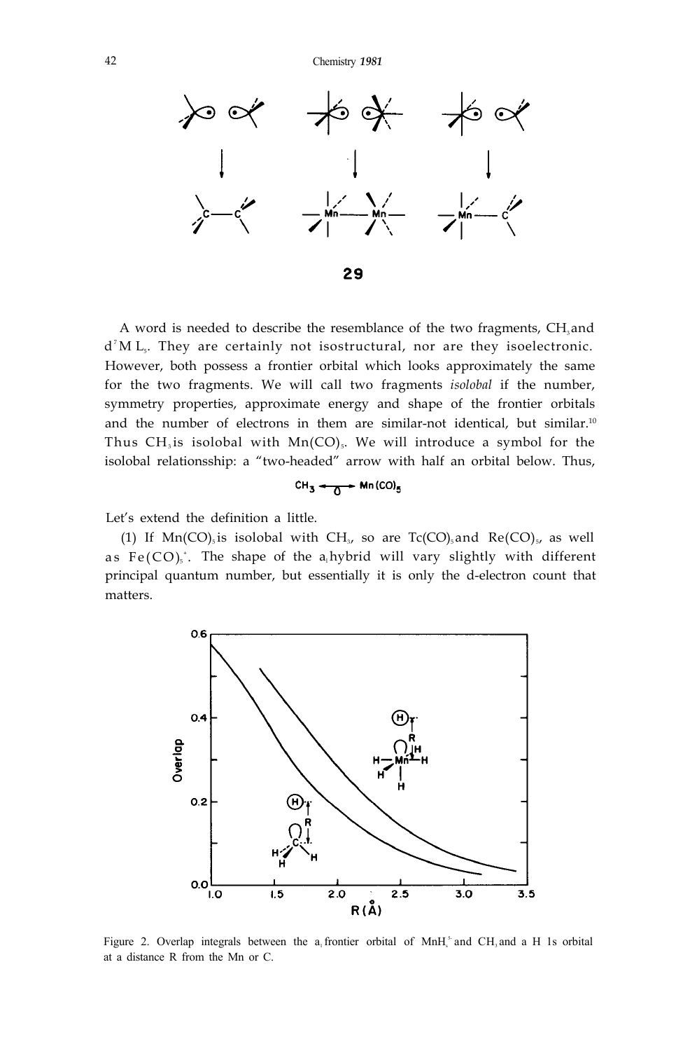**29**

A word is needed to describe the resemblance of the two fragments, $CH_3$ and $d^7ML_5$. They are certainly not isostructural, nor are they isoelectronic. However, both possess a frontier orbital which looks approximately the same for the two fragments. We will call two fragments *isolobal* if the number, symmetry properties, approximate energy and shape of the frontier orbitals and the number of electrons in them are similar-not identical, but similar.[10] Thus $CH_3$ is isolobal with $Mn(CO)_5$. We will introduce a symbol for the isolobal relationssship: a "two-headed" arrow with half an orbital below. Thus,

$$CH_3 \longleftrightarrow Mn(CO)_5$$

Let's extend the definition a little.

(1) If $Mn(CO)_5$ is isolobal with $CH_3$, so are $Tc(CO)_5$ and $Re(CO)_5$, as well as $Fe(CO)_5^+$. The shape of the $a_1$ hybrid will vary slightly with different principal quantum number, but essentially it is only the d-electron count that matters.

Figure 2. Overlap integrals between the $a_1$ frontier orbital of $MnH_5^{5-}$ and $CH_3$ and a H 1s orbital at a distance R from the Mn or C.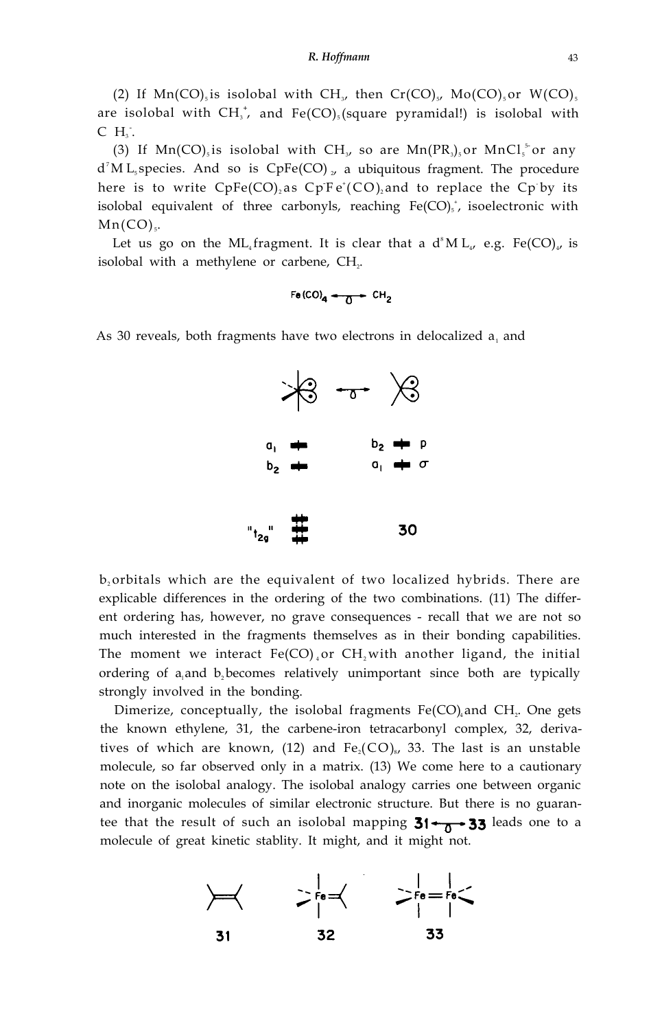(2) If $Mn(CO)_5$ is isolobal with $CH_3$, then $Cr(CO)_5$, $Mo(CO)_5$ or $W(CO)_5$ are isolobal with $CH_3^+$, and $Fe(CO)_5$ (square pyramidal!) is isolobal with $CH_3^-$.

(3) If $Mn(CO)_5$ is isolobal with $CH_3$, so are $Mn(PR_3)_5$ or $MnCl_5^{5-}$ or any $d^7ML_5$ species. And so is $CpFe(CO)_2$, a ubiquitous fragment. The procedure here is to write $CpFe(CO)_2$ as $Cp^-Fe^+(CO)_2$ and to replace the $Cp^-$ by its isolobal equivalent of three carbonyls, reaching $Fe(CO)_5^+$, isoelectronic with $Mn(CO)_5$.

Let us go on the $ML_4$ fragment. It is clear that a $d^8ML_4$, e.g. $Fe(CO)_4$, is isolobal with a methylene or carbene, $CH_2$.

$Fe(CO)_4 \longleftrightarrow CH_2$

As 30 reveals, both fragments have two electrons in delocalized $a_1$ and

30

$b_2$ orbitals which are the equivalent of two localized hybrids. There are explicable differences in the ordering of the two combinations. (11) The different ordering has, however, no grave consequences - recall that we are not so much interested in the fragments themselves as in their bonding capabilities. The moment we interact $Fe(CO)_4$ or $CH_2$ with another ligand, the initial ordering of $a_1$ and $b_2$ becomes relatively unimportant since both are typically strongly involved in the bonding.

Dimerize, conceptually, the isolobal fragments $Fe(CO)_4$ and $CH_2$. One gets the known ethylene, 31, the carbene-iron tetracarbonyl complex, 32, derivatives of which are known, (12) and $Fe_2(CO)_8$, 33. The last is an unstable molecule, so far observed only in a matrix. (13) We come here to a cautionary note on the isolobal analogy. The isolobal analogy carries one between organic and inorganic molecules of similar electronic structure. But there is no guarantee that the result of such an isolobal mapping **31** $\longleftrightarrow$ **33** leads one to a molecule of great kinetic stablity. It might, and it might not.

31 32 33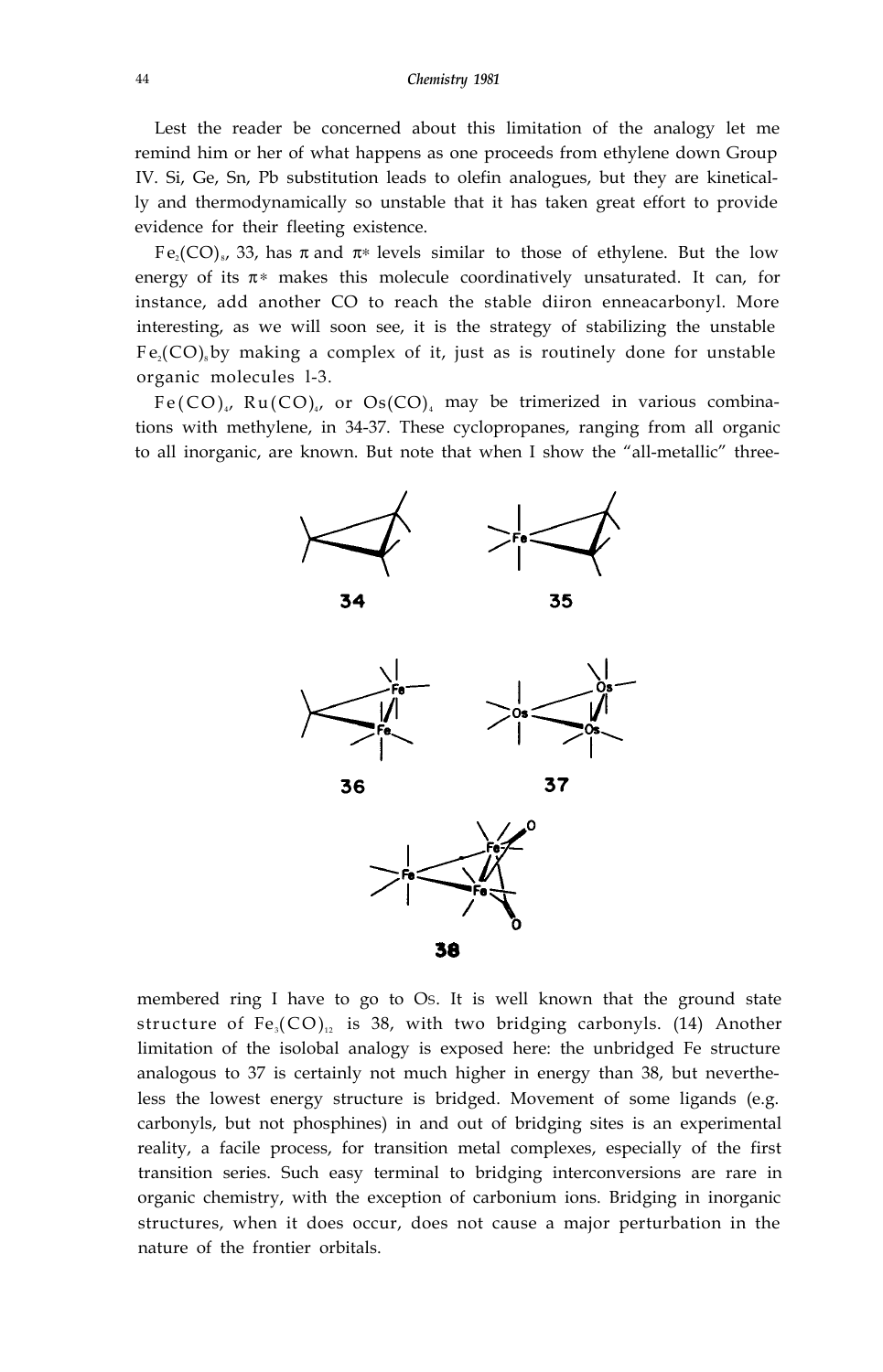Lest the reader be concerned about this limitation of the analogy let me remind him or her of what happens as one proceeds from ethylene down Group IV. Si, Ge, Sn, Pb substitution leads to olefin analogues, but they are kinetically and thermodynamically so unstable that it has taken great effort to provide evidence for their fleeting existence.

$Fe_2(CO)_8$, 33, has $\pi$ and $\pi^*$ levels similar to those of ethylene. But the low energy of its $\pi^*$ makes this molecule coordinatively unsaturated. It can, for instance, add another CO to reach the stable diiron enneacarbonyl. More interesting, as we will soon see, it is the strategy of stabilizing the unstable $Fe_2(CO)_8$ by making a complex of it, just as is routinely done for unstable organic molecules 1-3.

$Fe(CO)_4$, $Ru(CO)_4$, or $Os(CO)_4$ may be trimerized in various combinations with methylene, in 34-37. These cyclopropanes, ranging from all organic to all inorganic, are known. But note that when I show the "all-metallic" three-

34

35

36

37

38

membered ring I have to go to Os. It is well known that the ground state structure of $Fe_3(CO)_{12}$ is 38, with two bridging carbonyls. (14) Another limitation of the isolobal analogy is exposed here: the unbridged Fe structure analogous to 37 is certainly not much higher in energy than 38, but nevertheless the lowest energy structure is bridged. Movement of some ligands (e.g. carbonyls, but not phosphines) in and out of bridging sites is an experimental reality, a facile process, for transition metal complexes, especially of the first transition series. Such easy terminal to bridging interconversions are rare in organic chemistry, with the exception of carbonium ions. Bridging in inorganic structures, when it does occur, does not cause a major perturbation in the nature of the frontier orbitals.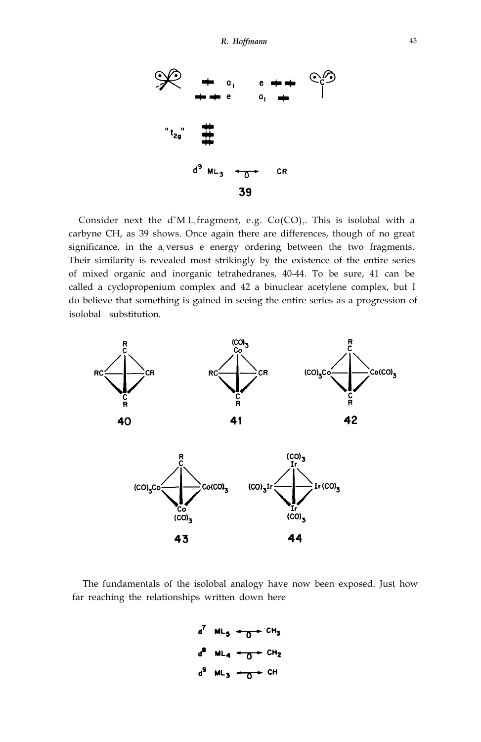Consider next the $d^9 ML_3$ fragment, e.g. $Co(CO)_3$. This is isolobal with a carbyne CH, as 39 shows. Once again there are differences, though of no great significance, in the $a_1$ versus e energy ordering between the two fragments. Their similarity is revealed most strikingly by the existence of the entire series of mixed organic and inorganic tetrahedranes, 40-44. To be sure, 41 can be called a cyclopropenium complex and 42 a binuclear acetylene complex, but I do believe that something is gained in seeing the entire series as a progression of isolobal substitution.

The fundamentals of the isolobal analogy have now been exposed. Just how far reaching the relationships written down here

$$d^7\ ML_5 \longleftrightarrow CH_3$$

$$d^8\ ML_4 \longleftrightarrow CH_2$$

$$d^9\ ML_3 \longleftrightarrow CH$$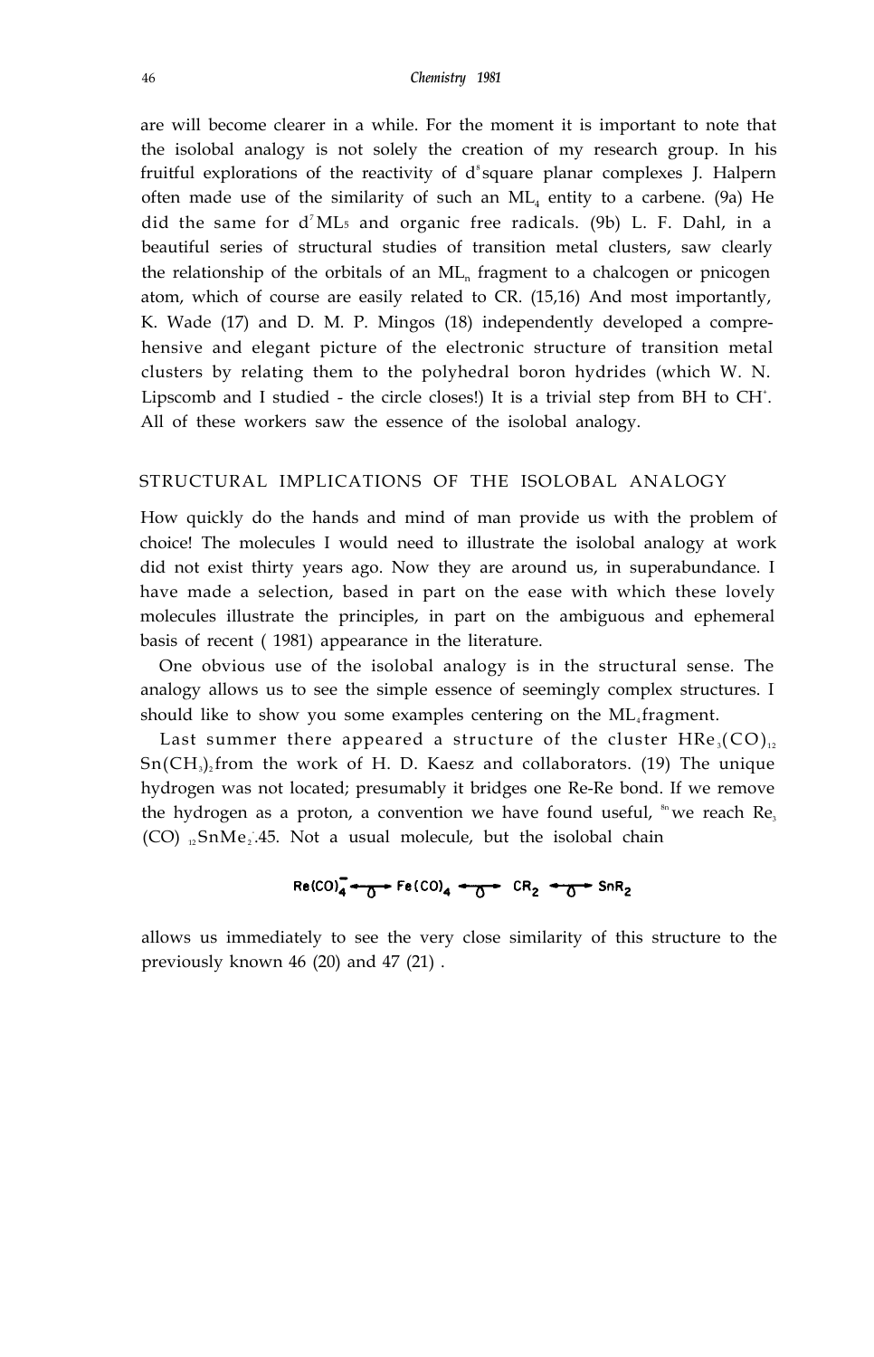are will become clearer in a while. For the moment it is important to note that the isolobal analogy is not solely the creation of my research group. In his fruitful explorations of the reactivity of $d^8$ square planar complexes J. Halpern often made use of the similarity of such an $ML_4$ entity to a carbene. (9a) He did the same for $d^7 ML_5$ and organic free radicals. (9b) L. F. Dahl, in a beautiful series of structural studies of transition metal clusters, saw clearly the relationship of the orbitals of an $ML_n$ fragment to a chalcogen or pnicogen atom, which of course are easily related to CR. (15,16) And most importantly, K. Wade (17) and D. M. P. Mingos (18) independently developed a comprehensive and elegant picture of the electronic structure of transition metal clusters by relating them to the polyhedral boron hydrides (which W. N. Lipscomb and I studied - the circle closes!) It is a trivial step from BH to $CH^+$. All of these workers saw the essence of the isolobal analogy.

## STRUCTURAL IMPLICATIONS OF THE ISOLOBAL ANALOGY

How quickly do the hands and mind of man provide us with the problem of choice! The molecules I would need to illustrate the isolobal analogy at work did not exist thirty years ago. Now they are around us, in superabundance. I have made a selection, based in part on the ease with which these lovely molecules illustrate the principles, in part on the ambiguous and ephemeral basis of recent ( 1981) appearance in the literature.

One obvious use of the isolobal analogy is in the structural sense. The analogy allows us to see the simple essence of seemingly complex structures. I should like to show you some examples centering on the $ML_4$ fragment.

Last summer there appeared a structure of the cluster $HRe_3(CO)_{12}Sn(CH_3)_2$ from the work of H. D. Kaesz and collaborators. (19) The unique hydrogen was not located; presumably it bridges one Re-Re bond. If we remove the hydrogen as a proton, a convention we have found useful, [8n] we reach $Re_3(CO)_{12}SnMe_2^-$ 45. Not a usual molecule, but the isolobal chain

$$Re(CO)_4^- \longleftrightarrow Fe(CO)_4 \longleftrightarrow CR_2 \longleftrightarrow SnR_2$$

allows us immediately to see the very close similarity of this structure to the previously known 46 (20) and 47 (21) .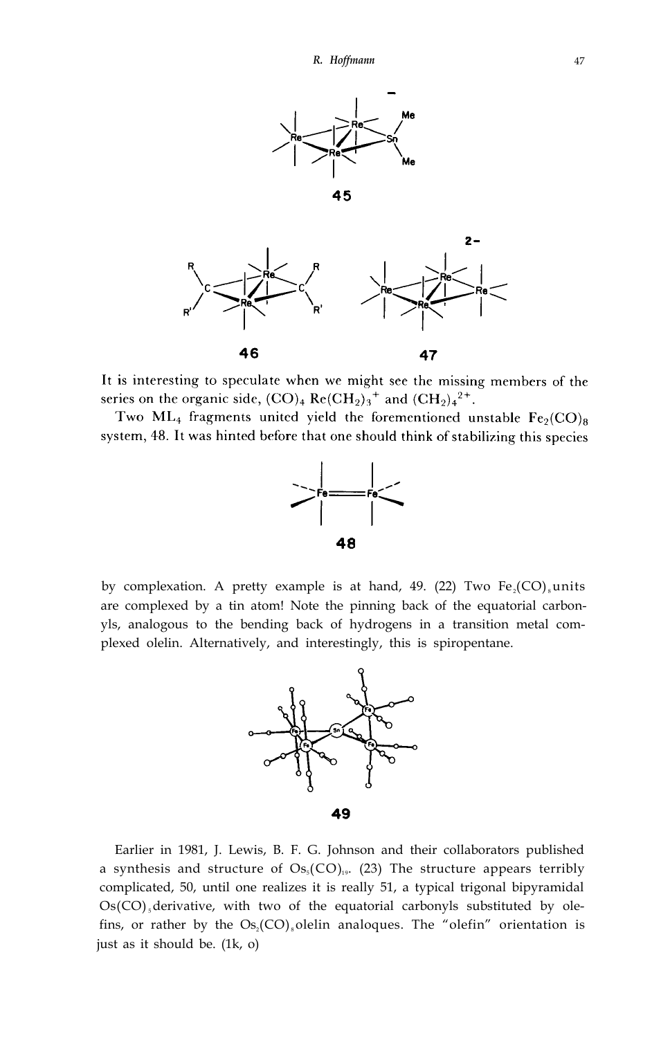It is interesting to speculate when we might see the missing members of the series on the organic side, $(CO)_4\ Re(CH_2)_3^+$ and $(CH_2)_4^{2+}$.

Two $ML_4$ fragments united yield the forementioned unstable $Fe_2(CO)_8$ system, 48. It was hinted before that one should think of stabilizing this species by complexation. A pretty example is at hand, 49. (22) Two $Fe_2(CO)_8$ units are complexed by a tin atom! Note the pinning back of the equatorial carbonyls, analogous to the bending back of hydrogens in a transition metal complexed olelin. Alternatively, and interestingly, this is spiropentane.

Earlier in 1981, J. Lewis, B. F. G. Johnson and their collaborators published a synthesis and structure of $Os_5(CO)_{19}$. (23) The structure appears terribly complicated, 50, until one realizes it is really 51, a typical trigonal bipyramidal $Os(CO)_5$ derivative, with two of the equatorial carbonyls substituted by olefins, or rather by the $Os_2(CO)_8$ olelin analoques. The "olefin" orientation is just as it should be. (1k, o)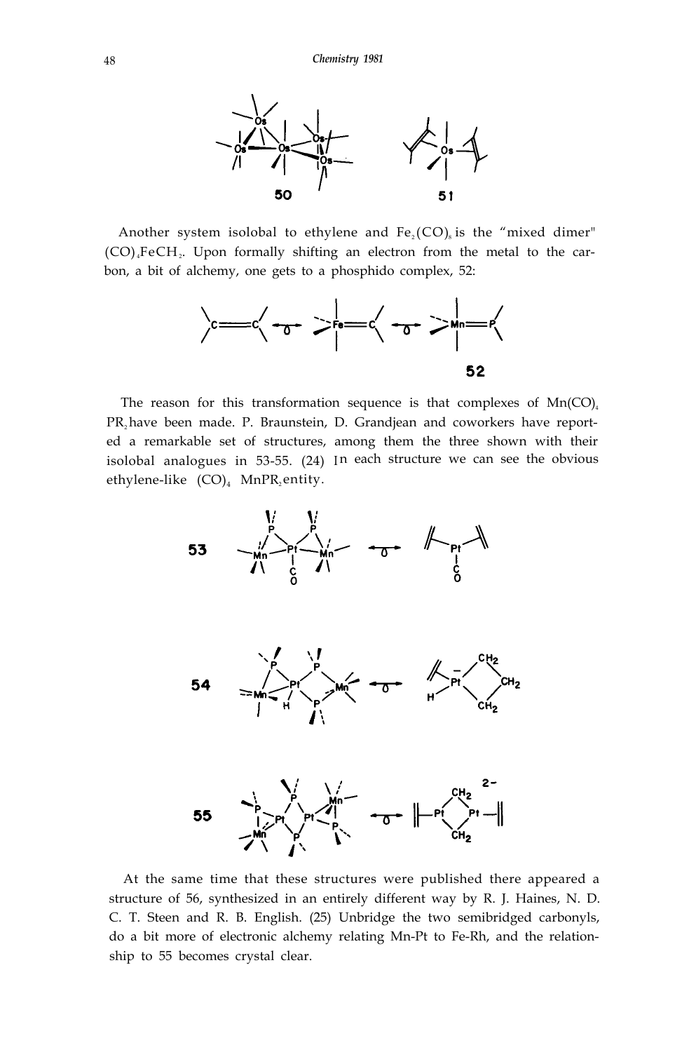Another system isolobal to ethylene and $Fe_2(CO)_8$ is the "mixed dimer" $(CO)_4FeCH_2$. Upon formally shifting an electron from the metal to the carbon, a bit of alchemy, one gets to a phosphido complex, 52:

The reason for this transformation sequence is that complexes of $Mn(CO)_4PR_2$ have been made. P. Braunstein, D. Grandjean and coworkers have reported a remarkable set of structures, among them the three shown with their isolobal analogues in 53-55. (24) In each structure we can see the obvious ethylene-like $(CO)_4MnPR_2$ entity.

At the same time that these structures were published there appeared a structure of 56, synthesized in an entirely different way by R. J. Haines, N. D. C. T. Steen and R. B. English. (25) Unbridge the two semibridged carbonyls, do a bit more of electronic alchemy relating Mn-Pt to Fe-Rh, and the relationship to 55 becomes crystal clear.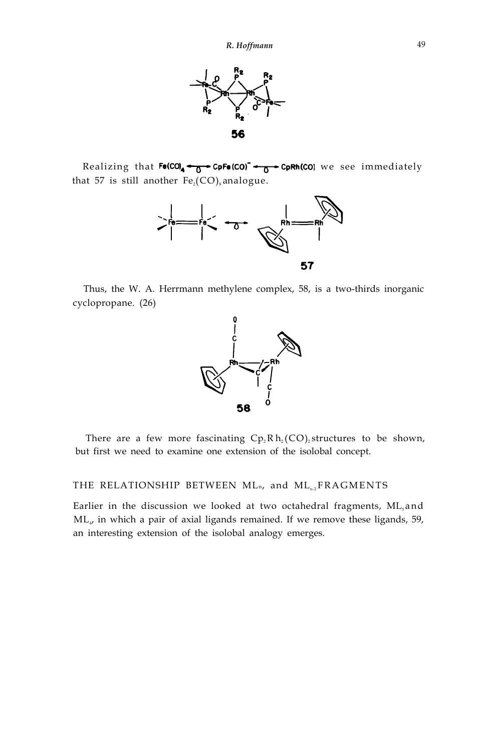56

Realizing that $Fe(CO)_4 \leftarrow\!\!\!\!\circ\!\!\!\!\rightarrow CpFe(CO)^- \leftarrow\!\!\!\!\circ\!\!\!\!\rightarrow CpRh(CO)$ we see immediately that 57 is still another $Fe_2(CO)_8$ analogue.

57

Thus, the W. A. Herrmann methylene complex, 58, is a two-thirds inorganic cyclopropane. (26)

58

There are a few more fascinating $Cp_2Rh_2(CO)_2$ structures to be shown, but first we need to examine one extension of the isolobal concept.

## THE RELATIONSHIP BETWEEN $ML_n$, and $ML_{n-2}$ FRAGMENTS

Earlier in the discussion we looked at two octahedral fragments, $ML_5$ and $ML_4$, in which a pair of axial ligands remained. If we remove these ligands, 59, an interesting extension of the isolobal analogy emerges.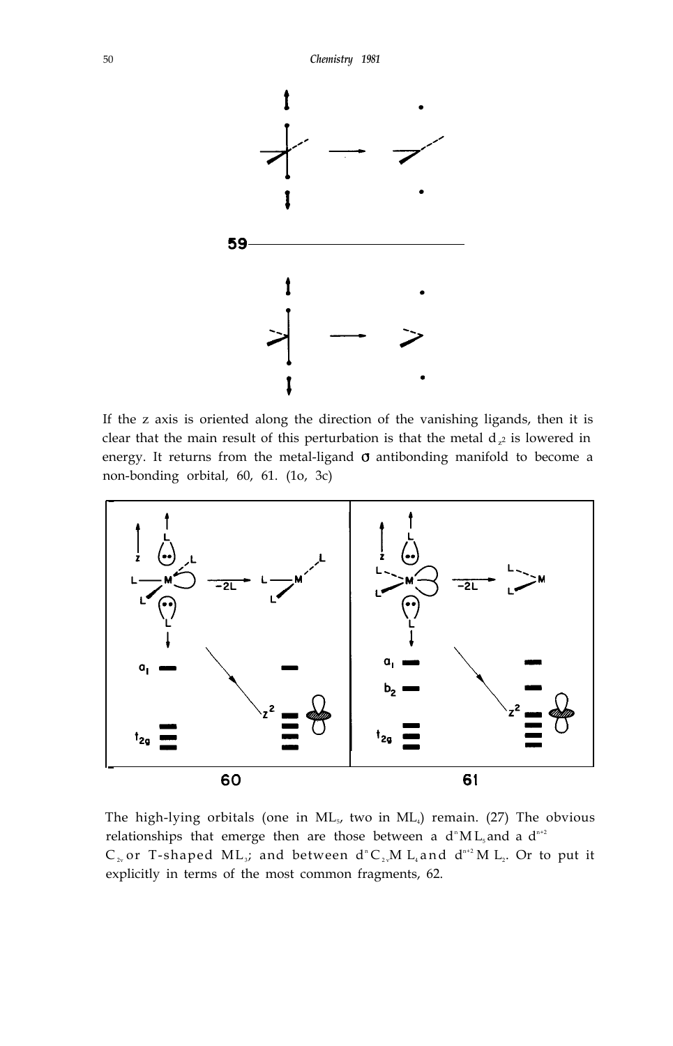59

If the z axis is oriented along the direction of the vanishing ligands, then it is clear that the main result of this perturbation is that the metal $d_{z^2}$ is lowered in energy. It returns from the metal-ligand σ antibonding manifold to become a non-bonding orbital, 60, 61. (1o, 3c)

60

61

The high-lying orbitals (one in $ML_5$, two in $ML_4$) remain. (27) The obvious relationships that emerge then are those between a $d^n ML_5$ and a $d^{n+2}$ $C_{2v}$ or T-shaped $ML_3$; and between $d^n$ $C_{2v}ML_4$ and $d^{n+2} ML_2$. Or to put it explicitly in terms of the most common fragments, 62.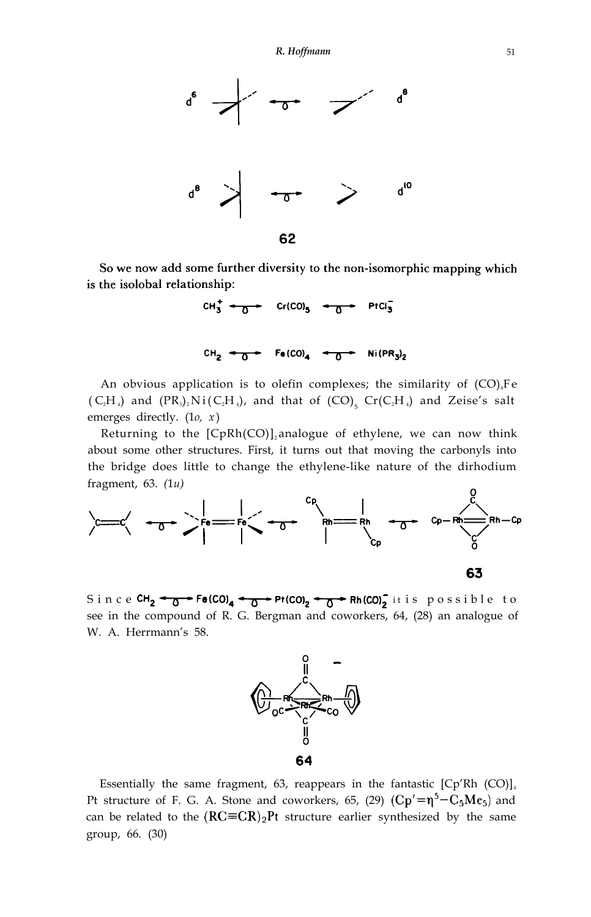62

So we now add some further diversity to the non-isomorphic mapping which is the isolobal relationship:

$CH_3^+ \longleftrightarrow Cr(CO)_5 \longleftrightarrow PtCl_3^-$

$CH_2 \longleftrightarrow Fe(CO)_4 \longleftrightarrow Ni(PR_3)_2$

An obvious application is to olefin complexes; the similarity of $(CO)_4Fe(C_2H_4)$ and $(PR_3)_2Ni(C_2H_4)$, and that of $(CO)_5Cr(C_2H_4)$ and Zeise's salt emerges directly. (1*o*, *x*)

Returning to the $[CpRh(CO)]_2$ analogue of ethylene, we can now think about some other structures. First, it turns out that moving the carbonyls into the bridge does little to change the ethylene-like nature of the dirhodium fragment, 63. (1*u*)

63

Since $CH_2 \longleftrightarrow Fe(CO)_4 \longleftrightarrow Pt(CO)_2 \longleftrightarrow Rh(CO)_2^-$ it is possible to see in the compound of R. G. Bergman and coworkers, 64, (28) an analogue of W. A. Herrmann's 58.

64

Essentially the same fragment, 63, reappears in the fantastic $[Cp'Rh(CO)]_4Pt$ structure of F. G. A. Stone and coworkers, 65, (29) ($Cp' = \eta^5-C_5Me_5$) and can be related to the $(RC{\equiv}CR)_2Pt$ structure earlier synthesized by the same group, 66. (30)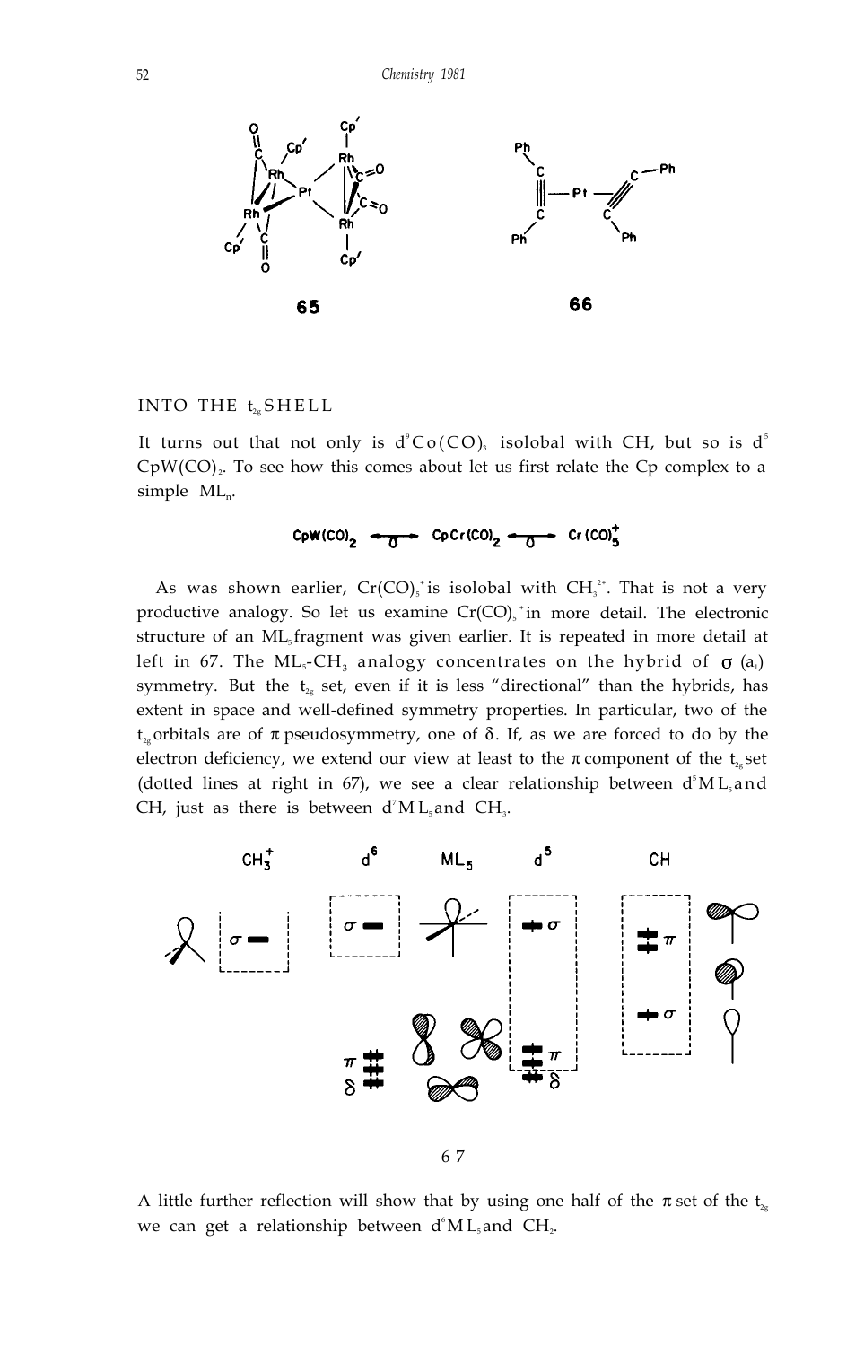65

66

## INTO THE $t_{2g}$ SHELL

It turns out that not only is $d^9$ $Co(CO)_3$ isolobal with CH, but so is $d^5$ $CpW(CO)_2$. To see how this comes about let us first relate the Cp complex to a simple $ML_n$.

$$CpW(CO)_2 \longleftrightarrow CpCr(CO)_2 \longleftrightarrow Cr(CO)_5^+$$

As was shown earlier, $Cr(CO)_5^+$ is isolobal with $CH_3^{2+}$. That is not a very productive analogy. So let us examine $Cr(CO)_5^+$ in more detail. The electronic structure of an $ML_5$ fragment was given earlier. It is repeated in more detail at left in 67. The $ML_5$-$CH_3$ analogy concentrates on the hybrid of $\sigma$ ($a_1$) symmetry. But the $t_{2g}$ set, even if it is less "directional" than the hybrids, has extent in space and well-defined symmetry properties. In particular, two of the $t_{2g}$ orbitals are of $\pi$ pseudosymmetry, one of $\delta$. If, as we are forced to do by the electron deficiency, we extend our view at least to the $\pi$ component of the $t_{2g}$ set (dotted lines at right in 67), we see a clear relationship between $d^5$ $ML_5$ and CH, just as there is between $d^7$ $ML_5$ and $CH_3$.

67

A little further reflection will show that by using one half of the $\pi$ set of the $t_{2g}$ we can get a relationship between $d^6$ $ML_5$ and $CH_2$.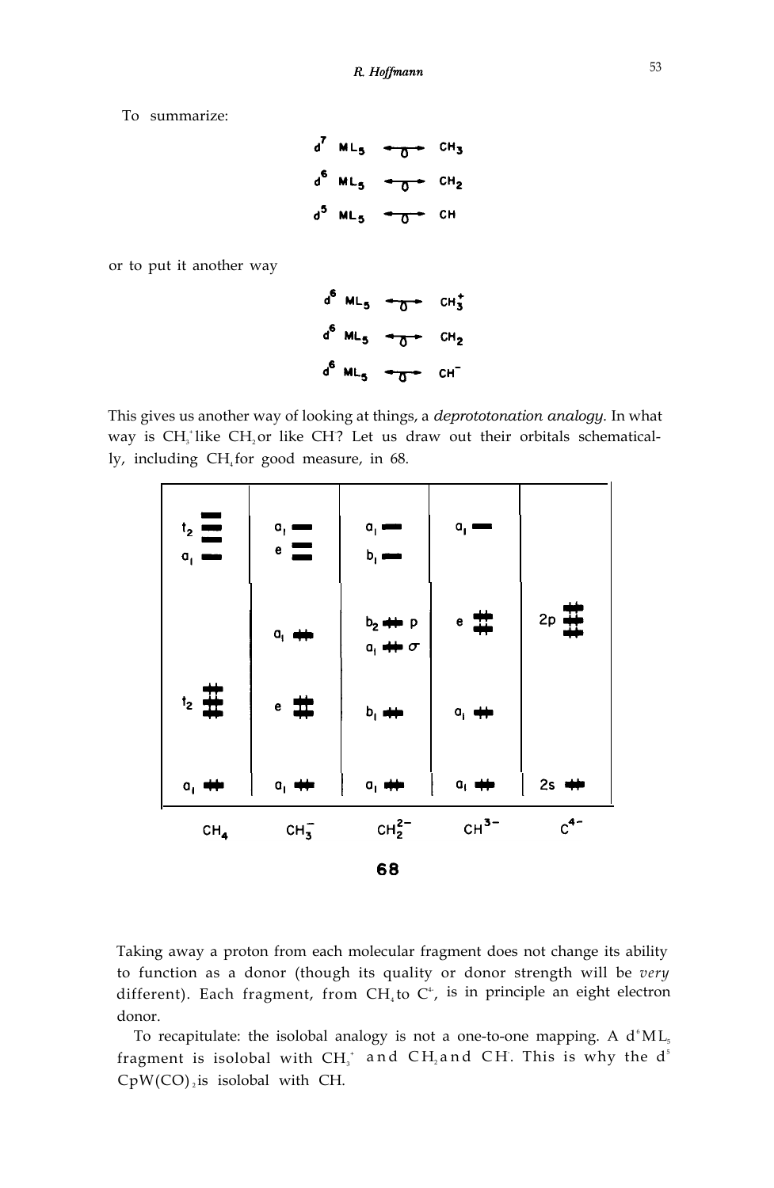To summarize:

$$d^7\ ML_5 \leftarrow\!\!\!\circ\!\!\!\rightarrow CH_3$$
$$d^6\ ML_5 \leftarrow\!\!\!\circ\!\!\!\rightarrow CH_2$$
$$d^5\ ML_5 \leftarrow\!\!\!\circ\!\!\!\rightarrow CH$$

or to put it another way

$$d^6\ ML_5 \leftarrow\!\!\!\circ\!\!\!\rightarrow CH_3^+$$
$$d^6\ ML_5 \leftarrow\!\!\!\circ\!\!\!\rightarrow CH_2$$
$$d^6\ ML_5 \leftarrow\!\!\!\circ\!\!\!\rightarrow CH^-$$

This gives us another way of looking at things, a *deprototonation analogy*. In what way is $CH_3^+$ like $CH_2$ or like $CH^-$? Let us draw out their orbitals schematically, including $CH_4$ for good measure, in 68.

| $CH_4$ | $CH_3^-$ | $CH_2^{2-}$ | $CH^{3-}$ | $C^{4-}$ |
|---|---|---|---|---|
| $t_2$ (empty) | $a_1$ (empty) | $a_1$ (empty) | $a_1$ (empty) | |
| $a_1$ (empty) | $e$ (empty) | $b_1$ (empty) | | |
| | $a_1$ (filled) | $b_2$ (filled) p | $e$ (filled) | $2p$ (filled) |
| | | $a_1$ (filled) $\sigma$ | | |
| $t_2$ (filled) | $e$ (filled) | $b_1$ (filled) | $a_1$ (filled) | |
| $a_1$ (filled) | $a_1$ (filled) | $a_1$ (filled) | $a_1$ (filled) | $2s$ (filled) |

**68**

Taking away a proton from each molecular fragment does not change its ability to function as a donor (though its quality or donor strength will be *very* different). Each fragment, from $CH_4$ to $C^{4-}$, is in principle an eight electron donor.

To recapitulate: the isolobal analogy is not a one-to-one mapping. A $d^6ML_5$ fragment is isolobal with $CH_3^+$ and $CH_2$ and $CH^-$. This is why the $d^5$ $CpW(CO)_2$ is isolobal with CH.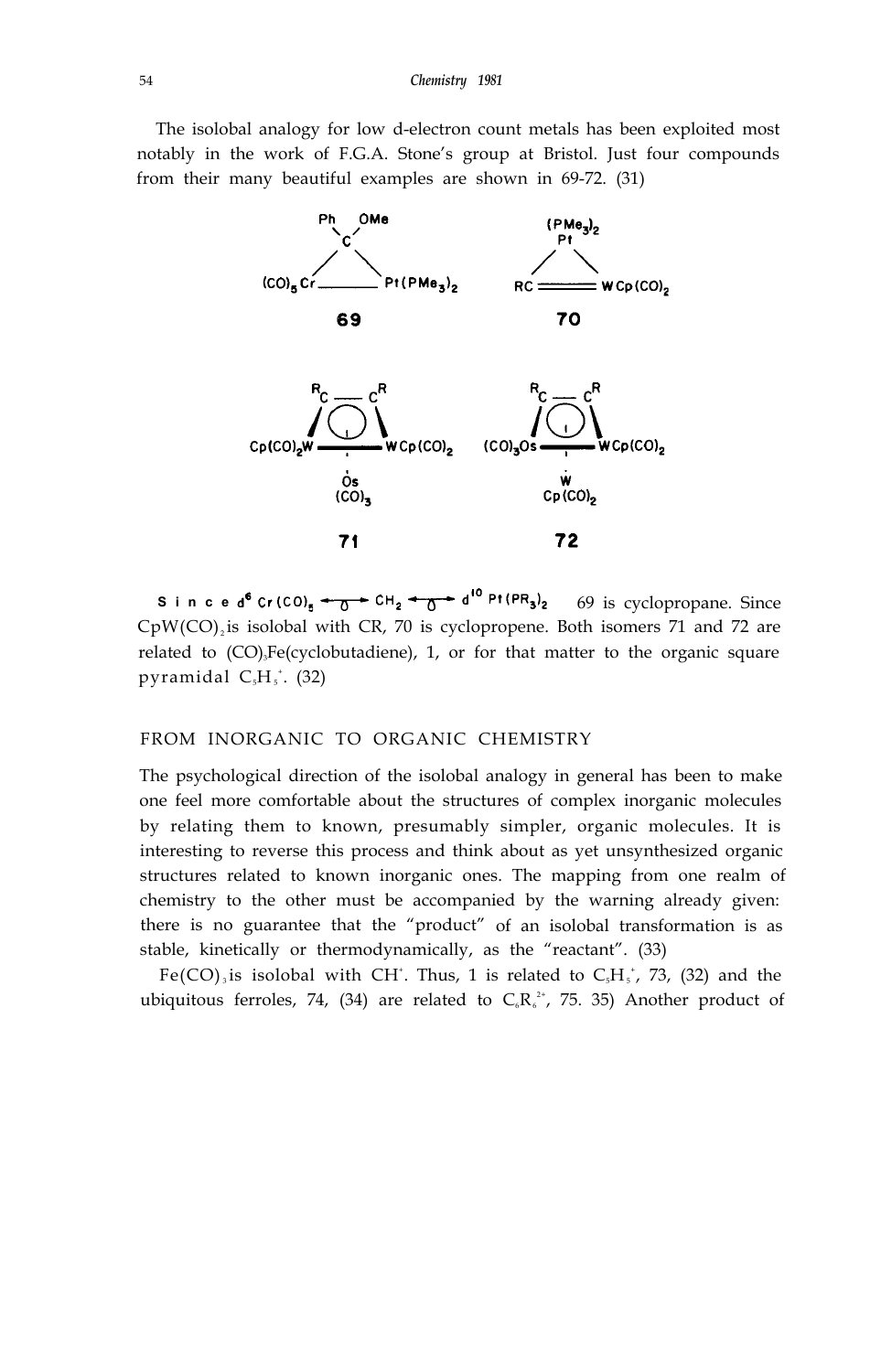The isolobal analogy for low d-electron count metals has been exploited most notably in the work of F.G.A. Stone's group at Bristol. Just four compounds from their many beautiful examples are shown in 69-72. (31)

Since $d^6$ $Cr(CO)_5 \leftrightarrow CH_2 \leftrightarrow d^{10}$ $Pt(PR_3)_2$ 69 is cyclopropane. Since $CpW(CO)_2$ is isolobal with CR, 70 is cyclopropene. Both isomers 71 and 72 are related to $(CO)_3Fe$(cyclobutadiene), 1, or for that matter to the organic square pyramidal $C_5H_5^+$. (32)

## FROM INORGANIC TO ORGANIC CHEMISTRY

The psychological direction of the isolobal analogy in general has been to make one feel more comfortable about the structures of complex inorganic molecules by relating them to known, presumably simpler, organic molecules. It is interesting to reverse this process and think about as yet unsynthesized organic structures related to known inorganic ones. The mapping from one realm of chemistry to the other must be accompanied by the warning already given: there is no guarantee that the "product" of an isolobal transformation is as stable, kinetically or thermodynamically, as the "reactant". (33)

$Fe(CO)_3$ is isolobal with $CH^+$. Thus, 1 is related to $C_5H_5^+$, 73, (32) and the ubiquitous ferroles, 74, (34) are related to $C_6R_6^{2+}$, 75. 35) Another product of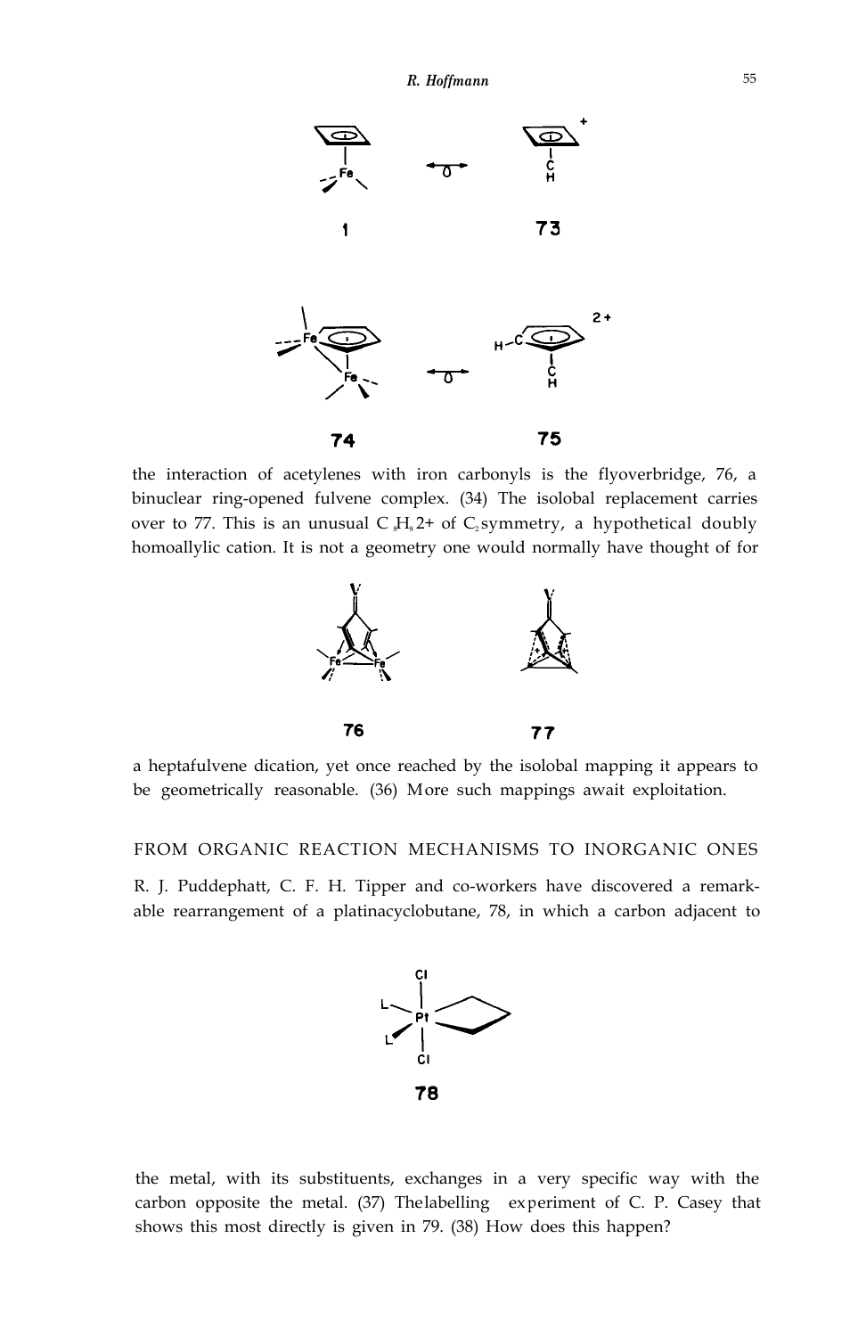the interaction of acetylenes with iron carbonyls is the flyoverbridge, 76, a binuclear ring-opened fulvene complex. (34) The isolobal replacement carries over to 77. This is an unusual $C_8H_8^{2+}$ of $C_2$ symmetry, a hypothetical doubly homoallylic cation. It is not a geometry one would normally have thought of for a heptafulvene dication, yet once reached by the isolobal mapping it appears to be geometrically reasonable. (36) More such mappings await exploitation.

## FROM ORGANIC REACTION MECHANISMS TO INORGANIC ONES

R. J. Puddephatt, C. F. H. Tipper and co-workers have discovered a remarkable rearrangement of a platinacyclobutane, 78, in which a carbon adjacent to the metal, with its substituents, exchanges in a very specific way with the carbon opposite the metal. (37) The labelling experiment of C. P. Casey that shows this most directly is given in 79. (38) How does this happen?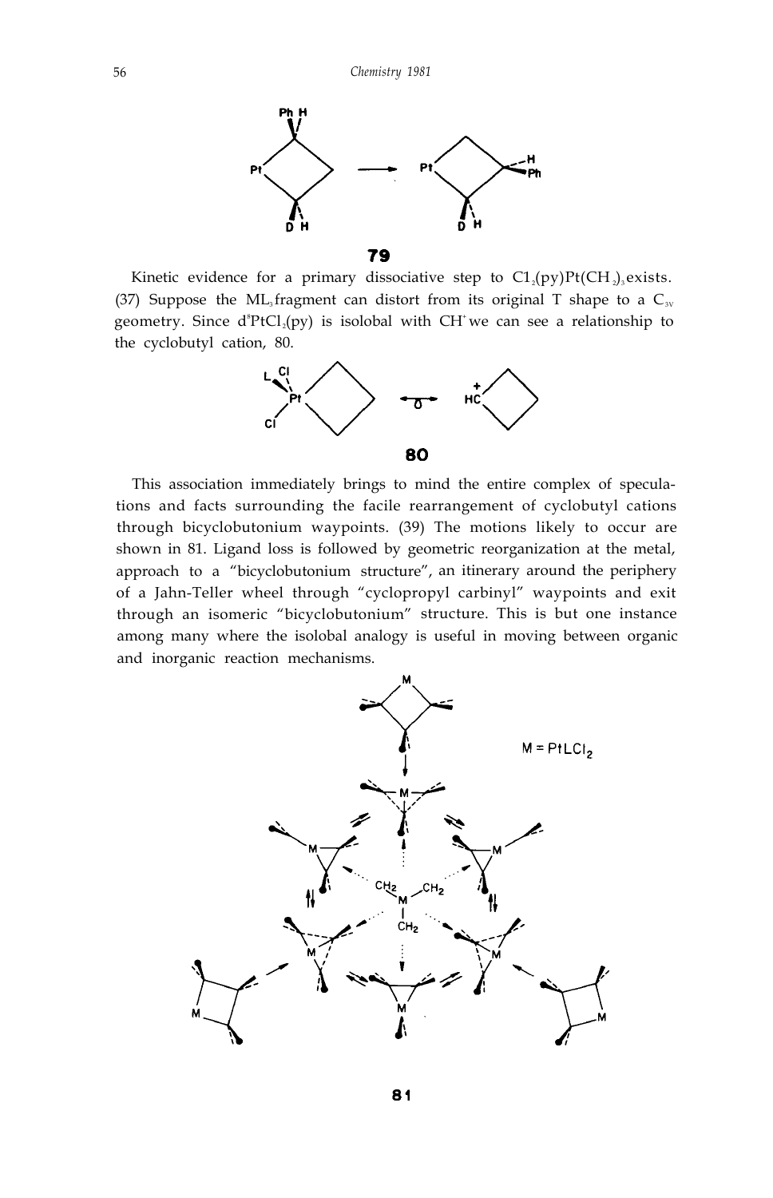**79**

Kinetic evidence for a primary dissociative step to $Cl_2(py)Pt(CH_2)_3$ exists. (37) Suppose the $ML_3$ fragment can distort from its original T shape to a $C_{3v}$ geometry. Since $d^8PtCl_2(py)$ is isolobal with $CH^+$ we can see a relationship to the cyclobutyl cation, 80.

**80**

This association immediately brings to mind the entire complex of speculations and facts surrounding the facile rearrangement of cyclobutyl cations through bicyclobutonium waypoints. (39) The motions likely to occur are shown in 81. Ligand loss is followed by geometric reorganization at the metal, approach to a "bicyclobutonium structure", an itinerary around the periphery of a Jahn-Teller wheel through "cyclopropyl carbinyl" waypoints and exit through an isomeric "bicyclobutonium" structure. This is but one instance among many where the isolobal analogy is useful in moving between organic and inorganic reaction mechanisms.

$M = PtLCl_2$

**81**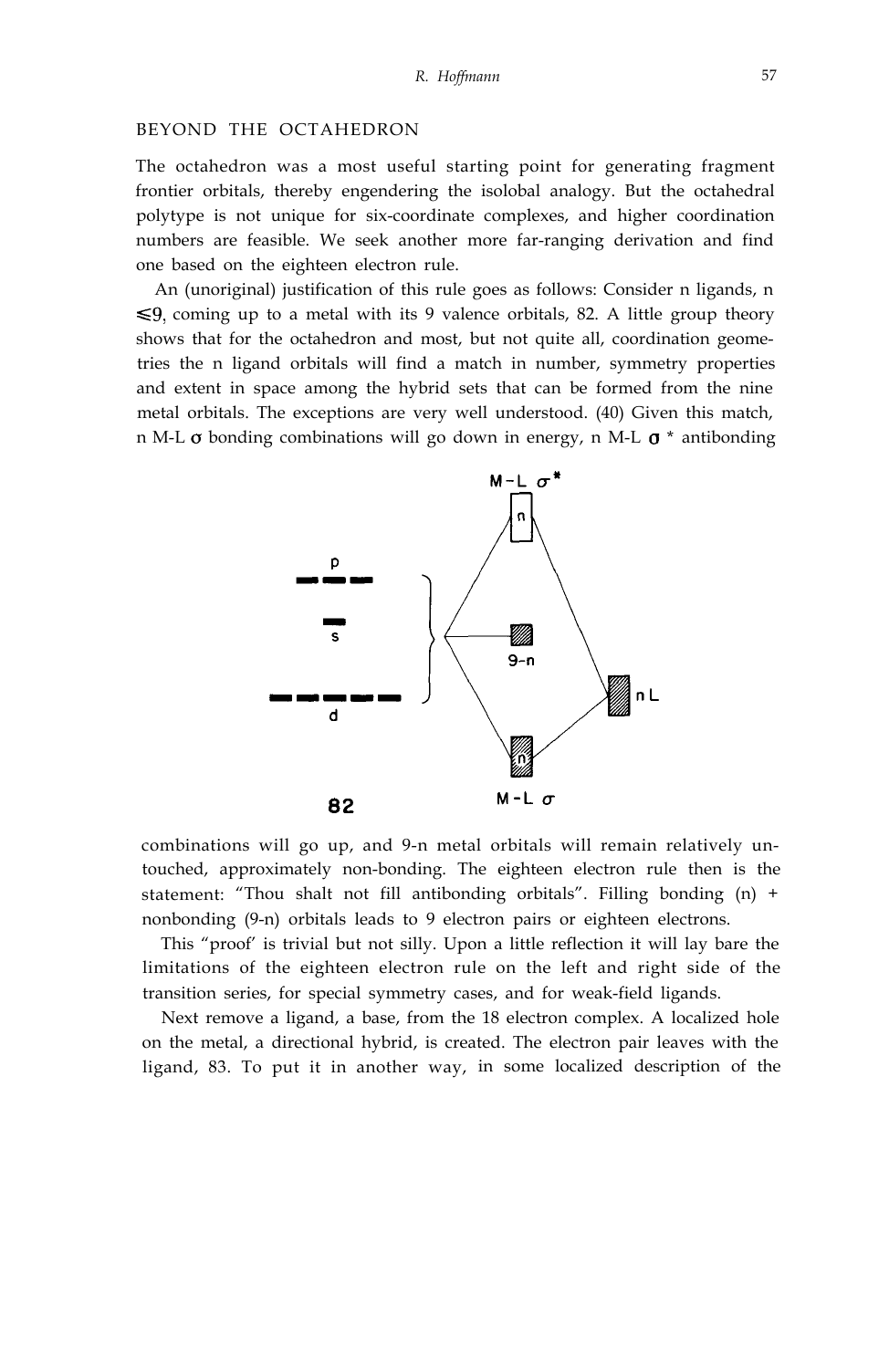## BEYOND THE OCTAHEDRON

The octahedron was a most useful starting point for generating fragment frontier orbitals, thereby engendering the isolobal analogy. But the octahedral polytype is not unique for six-coordinate complexes, and higher coordination numbers are feasible. We seek another more far-ranging derivation and find one based on the eighteen electron rule.

An (unoriginal) justification of this rule goes as follows: Consider n ligands, n $\leqslant 9$, coming up to a metal with its 9 valence orbitals, 82. A little group theory shows that for the octahedron and most, but not quite all, coordination geometries the n ligand orbitals will find a match in number, symmetry properties and extent in space among the hybrid sets that can be formed from the nine metal orbitals. The exceptions are very well understood. (40) Given this match, n M-L $\sigma$ bonding combinations will go down in energy, n M-L $\sigma^*$ antibonding combinations will go up, and 9-n metal orbitals will remain relatively untouched, approximately non-bonding. The eighteen electron rule then is the statement: "Thou shalt not fill antibonding orbitals". Filling bonding (n) + nonbonding (9-n) orbitals leads to 9 electron pairs or eighteen electrons.

82

This "proof' is trivial but not silly. Upon a little reflection it will lay bare the limitations of the eighteen electron rule on the left and right side of the transition series, for special symmetry cases, and for weak-field ligands.

Next remove a ligand, a base, from the 18 electron complex. A localized hole on the metal, a directional hybrid, is created. The electron pair leaves with the ligand, 83. To put it in another way, in some localized description of the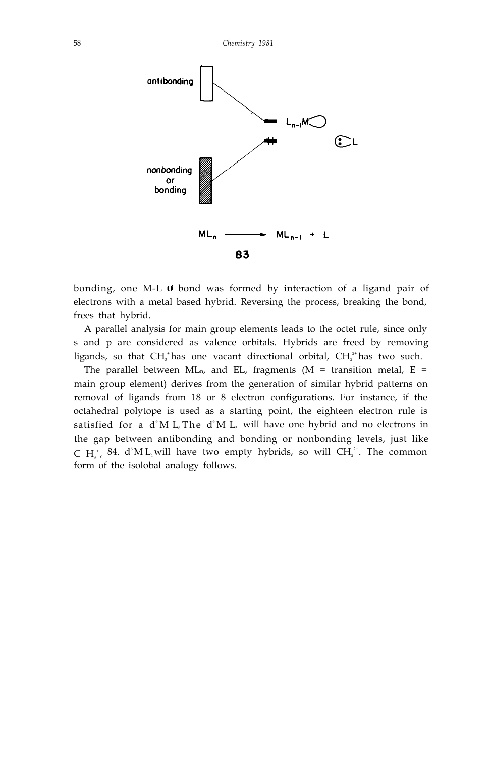antibonding

$L_{n-1}M$

L

nonbonding
or
bonding

$ML_n \longrightarrow ML_{n-1} + L$

**83**

bonding, one M-L σ bond was formed by interaction of a ligand pair of electrons with a metal based hybrid. Reversing the process, breaking the bond, frees that hybrid.

A parallel analysis for main group elements leads to the octet rule, since only s and p are considered as valence orbitals. Hybrids are freed by removing ligands, so that $CH_3^+$ has one vacant directional orbital, $CH_2^{2+}$ has two such.

The parallel between $ML_n$, and $EL_n$ fragments (M = transition metal, E = main group element) derives from the generation of similar hybrid patterns on removal of ligands from 18 or 8 electron configurations. For instance, if the octahedral polytope is used as a starting point, the eighteen electron rule is satisfied for a $d^6ML_6$. The $d^6ML_5$ will have one hybrid and no electrons in the gap between antibonding and bonding or nonbonding levels, just like $CH_3^+$, 84. $d^6ML_4$ will have two empty hybrids, so will $CH_2^{2+}$. The common form of the isolobal analogy follows.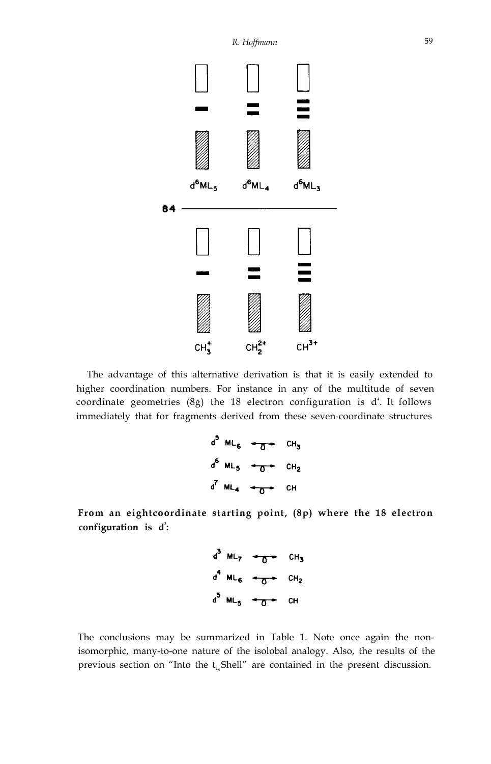$d^6ML_5$ $d^6ML_4$ $d^6ML_3$

84

$CH_3^+$ $CH_2^{2+}$ $CH^{3+}$

The advantage of this alternative derivation is that it is easily extended to higher coordination numbers. For instance in any of the multitude of seven coordinate geometries (8g) the 18 electron configuration is $d^4$. It follows immediately that for fragments derived from these seven-coordinate structures

$$d^5\ ML_6 \longleftrightarrow CH_3$$

$$d^6\ ML_5 \longleftrightarrow CH_2$$

$$d^7\ ML_4 \longleftrightarrow CH$$

**From an eightcoordinate starting point, (8p) where the 18 electron configuration is $d^2$:**

$$d^3\ ML_7 \longleftrightarrow CH_3$$

$$d^4\ ML_6 \longleftrightarrow CH_2$$

$$d^5\ ML_5 \longleftrightarrow CH$$

The conclusions may be summarized in Table 1. Note once again the non-isomorphic, many-to-one nature of the isolobal analogy. Also, the results of the previous section on "Into the $t_{2g}$ Shell" are contained in the present discussion.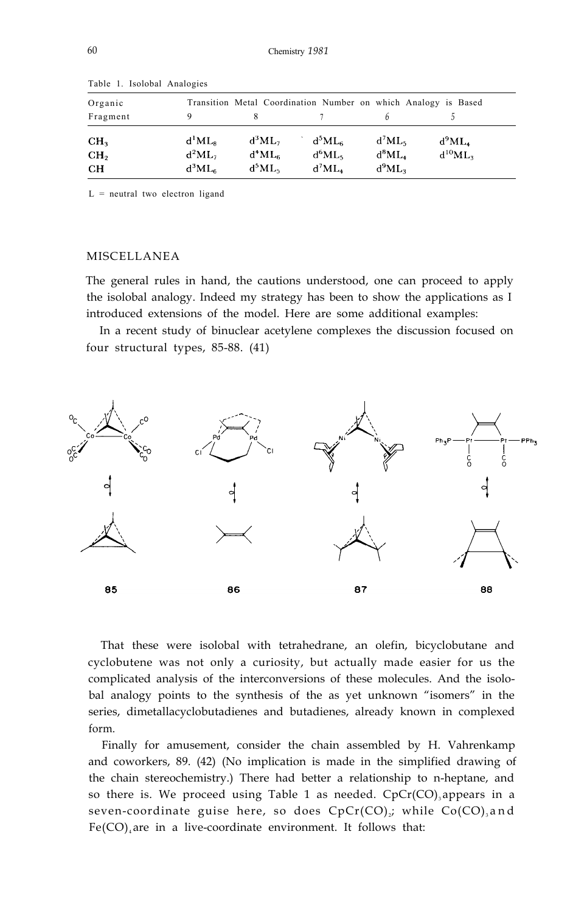Table 1. Isolobal Analogies

| Organic Fragment | Transition Metal Coordination Number on which Analogy is Based | | | | |
|---|---|---|---|---|---|
| | 9 | 8 | 7 | 6 | 5 |
| $CH_3$ | $d^1ML_8$ | $d^3ML_7$ | $d^5ML_6$ | $d^7ML_5$ | $d^9ML_4$ |
| $CH_2$ | $d^2ML_7$ | $d^4ML_6$ | $d^6ML_5$ | $d^8ML_4$ | $d^{10}ML_3$ |
| $CH$ | $d^3ML_6$ | $d^5ML_5$ | $d^7ML_4$ | $d^9ML_3$ | |

L = neutral two electron ligand

## MISCELLANEA

The general rules in hand, the cautions understood, one can proceed to apply the isolobal analogy. Indeed my strategy has been to show the applications as I introduced extensions of the model. Here are some additional examples:

In a recent study of binuclear acetylene complexes the discussion focused on four structural types, 85-88. (41)

85 86 87 88

That these were isolobal with tetrahedrane, an olefin, bicyclobutane and cyclobutene was not only a curiosity, but actually made easier for us the complicated analysis of the interconversions of these molecules. And the isolobal analogy points to the synthesis of the as yet unknown "isomers" in the series, dimetallacyclobutadienes and butadienes, already known in complexed form.

Finally for amusement, consider the chain assembled by H. Vahrenkamp and coworkers, 89. (42) (No implication is made in the simplified drawing of the chain stereochemistry.) There had better a relationship to n-heptane, and so there is. We proceed using Table 1 as needed. $CpCr(CO)_3$ appears in a seven-coordinate guise here, so does $CpCr(CO)_2$; while $Co(CO)_3$ and $Fe(CO)_4$ are in a live-coordinate environment. It follows that: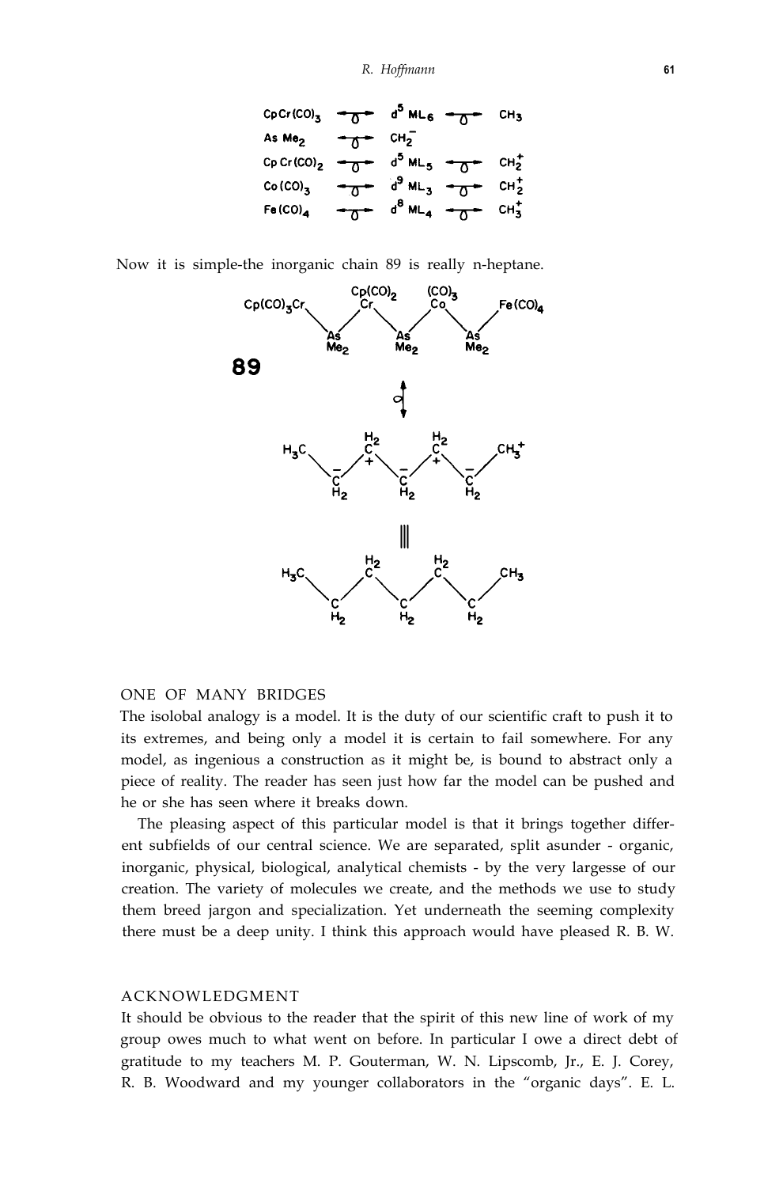| | | | | |
|---|---|---|---|---|
| $CpCr(CO)_3$ | ⟷ | $d^5\ ML_6$ | ⟷ | $CH_3$ |
| $AsMe_2$ | ⟷ | $CH_2^-$ | | |
| $CpCr(CO)_2$ | ⟷ | $d^5\ ML_5$ | ⟷ | $CH_2^+$ |
| $Co(CO)_3$ | ⟷ | $d^9\ ML_3$ | ⟷ | $CH_2^+$ |
| $Fe(CO)_4$ | ⟷ | $d^8\ ML_4$ | ⟷ | $CH_3^+$ |

Now it is simple-the inorganic chain 89 is really n-heptane.

**89**

$Cp(CO)_3Cr-AsMe_2-Cr(CO)_2Cp-AsMe_2-Co(CO)_3-AsMe_2-Fe(CO)_4$

⟷

$H_3C-\overset{-}{C}H_2-\overset{+}{C}H_2-\overset{-}{C}H_2-\overset{+}{C}H_2-\overset{-}{C}H_2-CH_3^+$

≡

$H_3C-CH_2-CH_2-CH_2-CH_2-CH_2-CH_3$

## ONE OF MANY BRIDGES

The isolobal analogy is a model. It is the duty of our scientific craft to push it to its extremes, and being only a model it is certain to fail somewhere. For any model, as ingenious a construction as it might be, is bound to abstract only a piece of reality. The reader has seen just how far the model can be pushed and he or she has seen where it breaks down.

The pleasing aspect of this particular model is that it brings together different subfields of our central science. We are separated, split asunder - organic, inorganic, physical, biological, analytical chemists - by the very largesse of our creation. The variety of molecules we create, and the methods we use to study them breed jargon and specialization. Yet underneath the seeming complexity there must be a deep unity. I think this approach would have pleased R. B. W.

## ACKNOWLEDGMENT

It should be obvious to the reader that the spirit of this new line of work of my group owes much to what went on before. In particular I owe a direct debt of gratitude to my teachers M. P. Gouterman, W. N. Lipscomb, Jr., E. J. Corey, R. B. Woodward and my younger collaborators in the "organic days". E. L.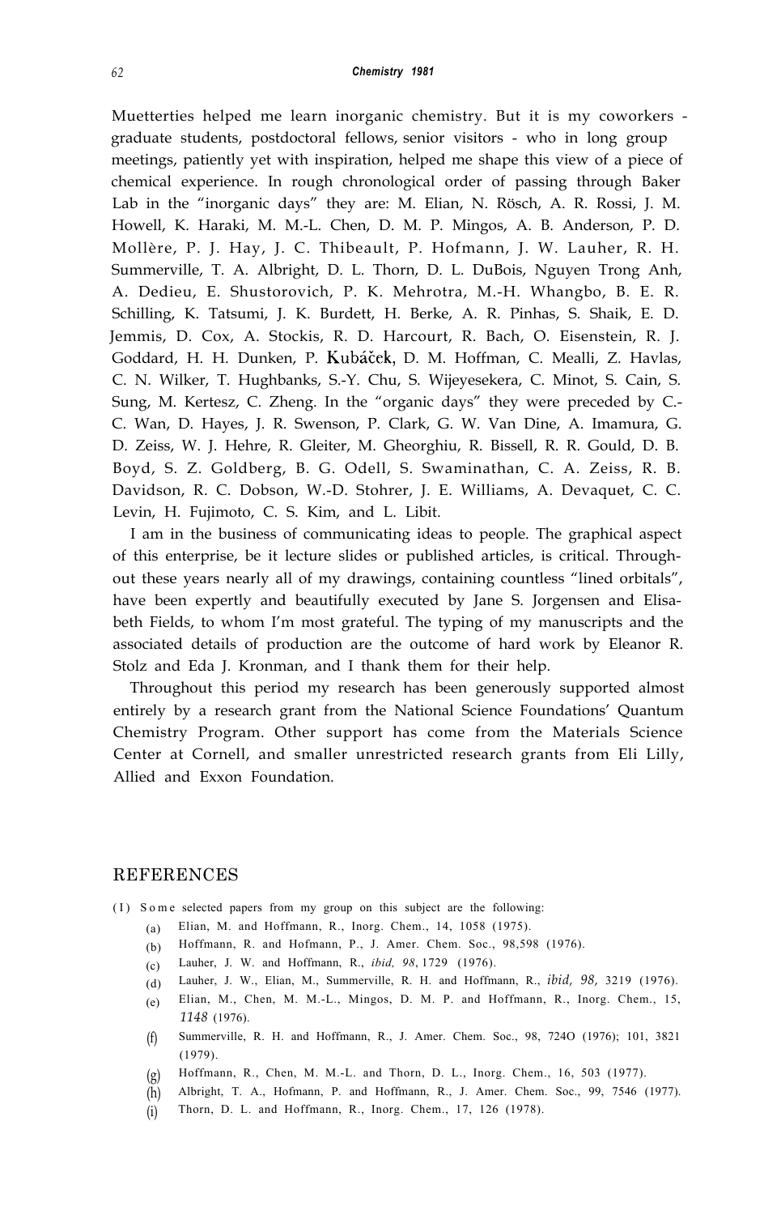Muetterties helped me learn inorganic chemistry. But it is my coworkers - graduate students, postdoctoral fellows, senior visitors - who in long group meetings, patiently yet with inspiration, helped me shape this view of a piece of chemical experience. In rough chronological order of passing through Baker Lab in the "inorganic days" they are: M. Elian, N. Rösch, A. R. Rossi, J. M. Howell, K. Haraki, M. M.-L. Chen, D. M. P. Mingos, A. B. Anderson, P. D. Mollère, P. J. Hay, J. C. Thibeault, P. Hofmann, J. W. Lauher, R. H. Summerville, T. A. Albright, D. L. Thorn, D. L. DuBois, Nguyen Trong Anh, A. Dedieu, E. Shustorovich, P. K. Mehrotra, M.-H. Whangbo, B. E. R. Schilling, K. Tatsumi, J. K. Burdett, H. Berke, A. R. Pinhas, S. Shaik, E. D. Jemmis, D. Cox, A. Stockis, R. D. Harcourt, R. Bach, O. Eisenstein, R. J. Goddard, H. H. Dunken, P. Kubáček, D. M. Hoffman, C. Mealli, Z. Havlas, C. N. Wilker, T. Hughbanks, S.-Y. Chu, S. Wijeyesekera, C. Minot, S. Cain, S. Sung, M. Kertesz, C. Zheng. In the "organic days" they were preceded by C.-C. Wan, D. Hayes, J. R. Swenson, P. Clark, G. W. Van Dine, A. Imamura, G. D. Zeiss, W. J. Hehre, R. Gleiter, M. Gheorghiu, R. Bissell, R. R. Gould, D. B. Boyd, S. Z. Goldberg, B. G. Odell, S. Swaminathan, C. A. Zeiss, R. B. Davidson, R. C. Dobson, W.-D. Stohrer, J. E. Williams, A. Devaquet, C. C. Levin, H. Fujimoto, C. S. Kim, and L. Libit.

I am in the business of communicating ideas to people. The graphical aspect of this enterprise, be it lecture slides or published articles, is critical. Throughout these years nearly all of my drawings, containing countless "lined orbitals", have been expertly and beautifully executed by Jane S. Jorgensen and Elisabeth Fields, to whom I'm most grateful. The typing of my manuscripts and the associated details of production are the outcome of hard work by Eleanor R. Stolz and Eda J. Kronman, and I thank them for their help.

Throughout this period my research has been generously supported almost entirely by a research grant from the National Science Foundations' Quantum Chemistry Program. Other support has come from the Materials Science Center at Cornell, and smaller unrestricted research grants from Eli Lilly, Allied and Exxon Foundation.

## REFERENCES

(1) Some selected papers from my group on this subject are the following:

- (a) Elian, M. and Hoffmann, R., Inorg. Chem., 14, 1058 (1975).
- (b) Hoffmann, R. and Hofmann, P., J. Amer. Chem. Soc., 98,598 (1976).
- (c) Lauher, J. W. and Hoffmann, R., *ibid, 98*, 1729 (1976).
- (d) Lauher, J. W., Elian, M., Summerville, R. H. and Hoffmann, R., *ibid, 98,* 3219 (1976).
- (e) Elian, M., Chen, M. M.-L., Mingos, D. M. P. and Hoffmann, R., Inorg. Chem., 15, *1148* (1976).
- (f) Summerville, R. H. and Hoffmann, R., J. Amer. Chem. Soc., 98, 724O (1976); 101, 3821 (1979).
- (g) Hoffmann, R., Chen, M. M.-L. and Thorn, D. L., Inorg. Chem., 16, 503 (1977).
- (h) Albright, T. A., Hofmann, P. and Hoffmann, R., J. Amer. Chem. Soc., 99, 7546 (1977).
- (i) Thorn, D. L. and Hoffmann, R., Inorg. Chem., 17, 126 (1978).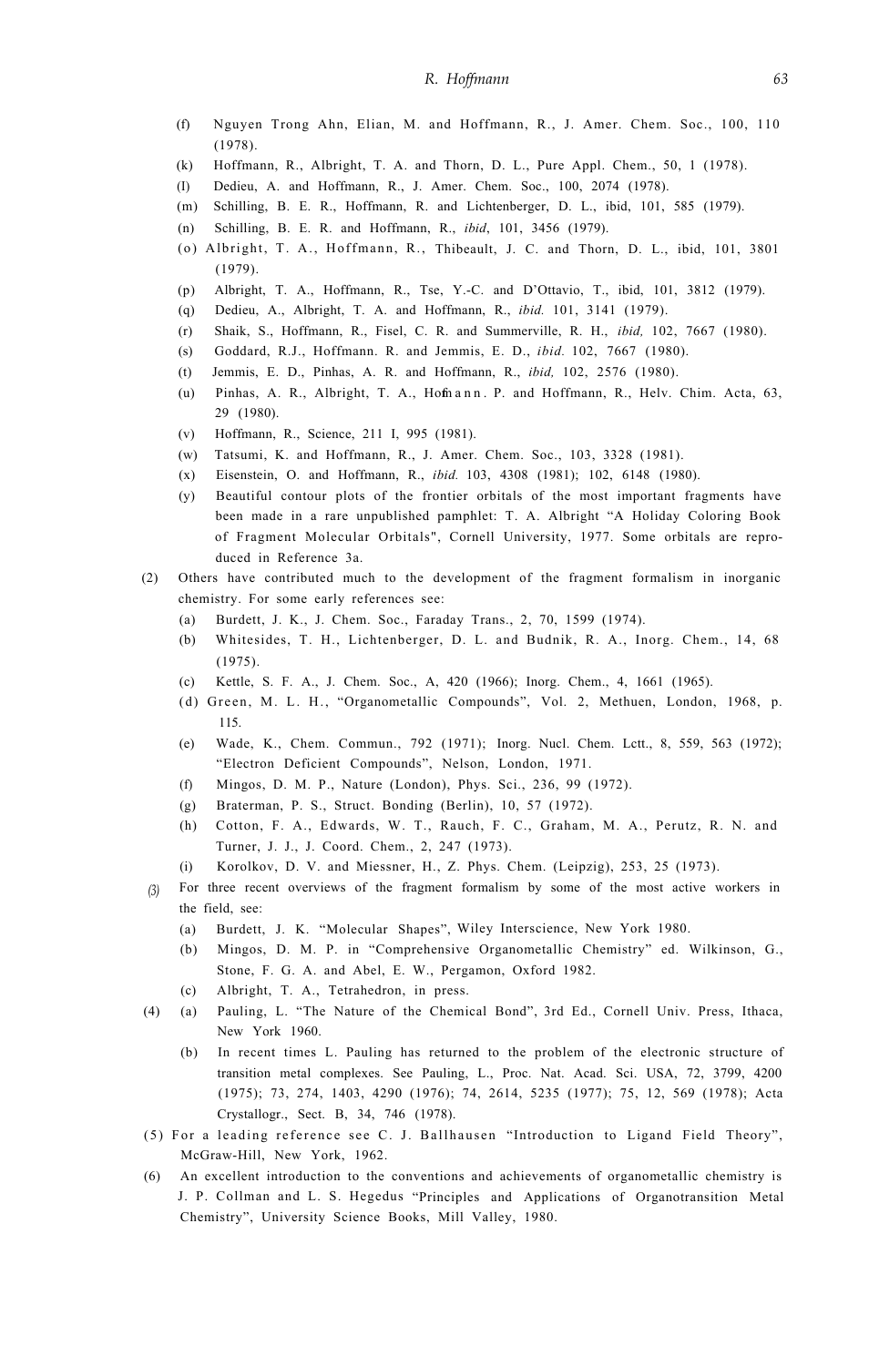(f) Nguyen Trong Ahn, Elian, M. and Hoffmann, R., J. Amer. Chem. Soc., 100, 110 (1978).

(k) Hoffmann, R., Albright, T. A. and Thorn, D. L., Pure Appl. Chem., 50, 1 (1978).

(l) Dedieu, A. and Hoffmann, R., J. Amer. Chem. Soc., 100, 2074 (1978).

(m) Schilling, B. E. R., Hoffmann, R. and Lichtenberger, D. L., ibid, 101, 585 (1979).

(n) Schilling, B. E. R. and Hoffmann, R., *ibid*, 101, 3456 (1979).

(o) Albright, T. A., Hoffmann, R., Thibeault, J. C. and Thorn, D. L., ibid, 101, 3801 (1979).

(p) Albright, T. A., Hoffmann, R., Tse, Y.-C. and D'Ottavio, T., ibid, 101, 3812 (1979).

(q) Dedieu, A., Albright, T. A. and Hoffmann, R., *ibid.* 101, 3141 (1979).

(r) Shaik, S., Hoffmann, R., Fisel, C. R. and Summerville, R. H., *ibid,* 102, 7667 (1980).

(s) Goddard, R.J., Hoffmann. R. and Jemmis, E. D., *ibid.* 102, 7667 (1980).

(t) Jemmis, E. D., Pinhas, A. R. and Hoffmann, R., *ibid,* 102, 2576 (1980).

(u) Pinhas, A. R., Albright, T. A., Hofmann. P. and Hoffmann, R., Helv. Chim. Acta, 63, 29 (1980).

(v) Hoffmann, R., Science, 211 I, 995 (1981).

(w) Tatsumi, K. and Hoffmann, R., J. Amer. Chem. Soc., 103, 3328 (1981).

(x) Eisenstein, O. and Hoffmann, R., *ibid.* 103, 4308 (1981); 102, 6148 (1980).

(y) Beautiful contour plots of the frontier orbitals of the most important fragments have been made in a rare unpublished pamphlet: T. A. Albright "A Holiday Coloring Book of Fragment Molecular Orbitals", Cornell University, 1977. Some orbitals are reproduced in Reference 3a.

(2) Others have contributed much to the development of the fragment formalism in inorganic chemistry. For some early references see:

(a) Burdett, J. K., J. Chem. Soc., Faraday Trans., 2, 70, 1599 (1974).

(b) Whitesides, T. H., Lichtenberger, D. L. and Budnik, R. A., Inorg. Chem., 14, 68 (1975).

(c) Kettle, S. F. A., J. Chem. Soc., A, 420 (1966); Inorg. Chem., 4, 1661 (1965).

(d) Green, M. L. H., "Organometallic Compounds", Vol. 2, Methuen, London, 1968, p. 115.

(e) Wade, K., Chem. Commun., 792 (1971); Inorg. Nucl. Chem. Lett., 8, 559, 563 (1972); "Electron Deficient Compounds", Nelson, London, 1971.

(f) Mingos, D. M. P., Nature (London), Phys. Sci., 236, 99 (1972).

(g) Braterman, P. S., Struct. Bonding (Berlin), 10, 57 (1972).

(h) Cotton, F. A., Edwards, W. T., Rauch, F. C., Graham, M. A., Perutz, R. N. and Turner, J. J., J. Coord. Chem., 2, 247 (1973).

(i) Korolkov, D. V. and Miessner, H., Z. Phys. Chem. (Leipzig), 253, 25 (1973).

(3) For three recent overviews of the fragment formalism by some of the most active workers in the field, see:

(a) Burdett, J. K. "Molecular Shapes", Wiley Interscience, New York 1980.

(b) Mingos, D. M. P. in "Comprehensive Organometallic Chemistry" ed. Wilkinson, G., Stone, F. G. A. and Abel, E. W., Pergamon, Oxford 1982.

(c) Albright, T. A., Tetrahedron, in press.

(4) (a) Pauling, L. "The Nature of the Chemical Bond", 3rd Ed., Cornell Univ. Press, Ithaca, New York 1960.

(b) In recent times L. Pauling has returned to the problem of the electronic structure of transition metal complexes. See Pauling, L., Proc. Nat. Acad. Sci. USA, 72, 3799, 4200 (1975); 73, 274, 1403, 4290 (1976); 74, 2614, 5235 (1977); 75, 12, 569 (1978); Acta Crystallogr., Sect. B, 34, 746 (1978).

(5) For a leading reference see C. J. Ballhausen "Introduction to Ligand Field Theory", McGraw-Hill, New York, 1962.

(6) An excellent introduction to the conventions and achievements of organometallic chemistry is J. P. Collman and L. S. Hegedus "Principles and Applications of Organotransition Metal Chemistry", University Science Books, Mill Valley, 1980.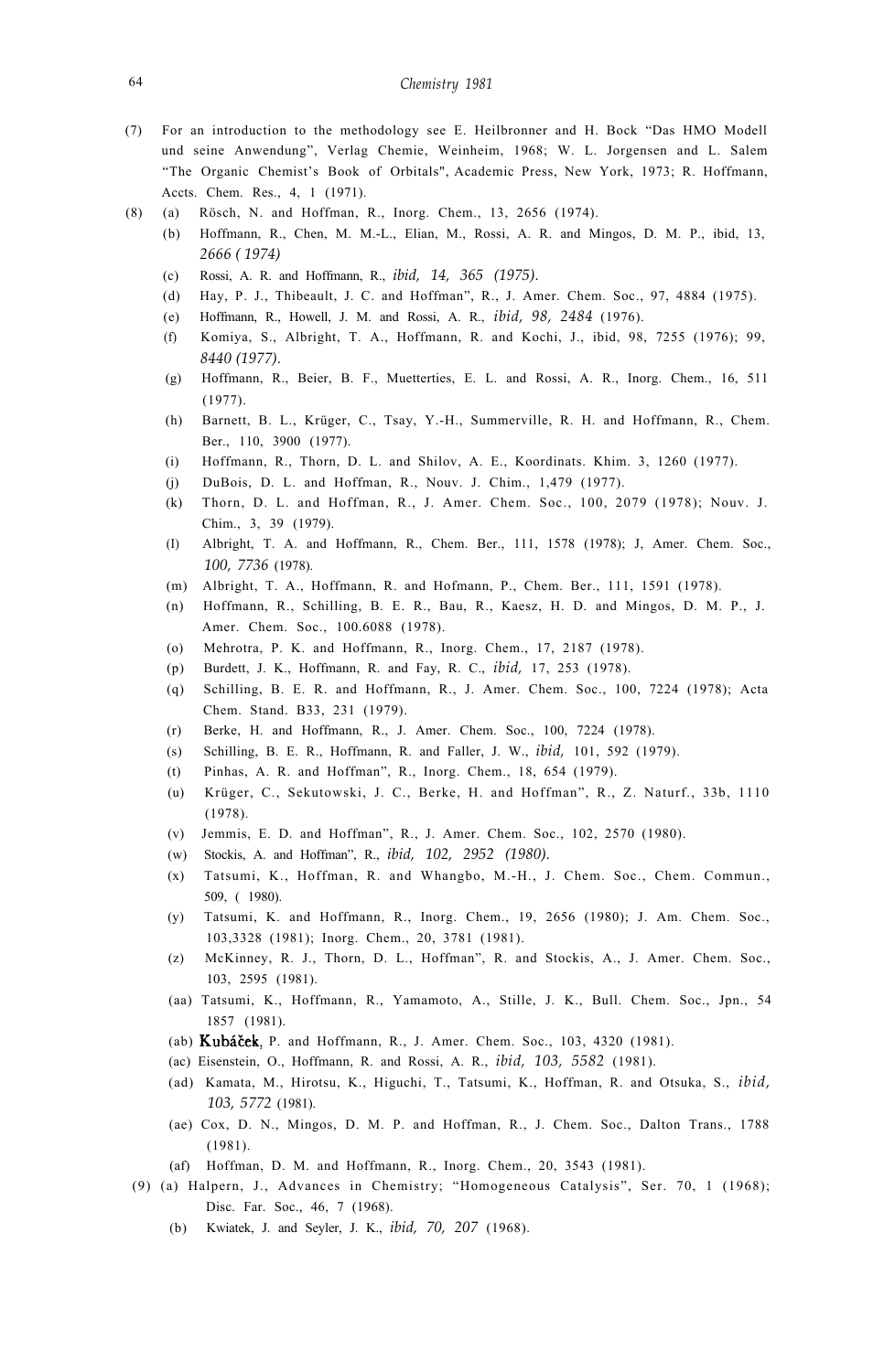(7) For an introduction to the methodology see E. Heilbronner and H. Bock "Das HMO Modell und seine Anwendung", Verlag Chemie, Weinheim, 1968; W. L. Jorgensen and L. Salem "The Organic Chemist's Book of Orbitals", Academic Press, New York, 1973; R. Hoffmann, Accts. Chem. Res., 4, 1 (1971).

(8) (a) Rösch, N. and Hoffman, R., Inorg. Chem., 13, 2656 (1974).
- (b) Hoffmann, R., Chen, M. M.-L., Elian, M., Rossi, A. R. and Mingos, D. M. P., ibid, 13, *2666 ( 1974)*
- (c) Rossi, A. R. and Hoffmann, R., *ibid, 14, 365 (1975).*
- (d) Hay, P. J., Thibeault, J. C. and Hoffman", R., J. Amer. Chem. Soc., 97, 4884 (1975).
- (e) Hoffmann, R., Howell, J. M. and Rossi, A. R., *ibid, 98, 2484* (1976).
- (f) Komiya, S., Albright, T. A., Hoffmann, R. and Kochi, J., ibid, 98, 7255 (1976); 99, *8440 (1977).*
- (g) Hoffmann, R., Beier, B. F., Muetterties, E. L. and Rossi, A. R., Inorg. Chem., 16, 511 (1977).
- (h) Barnett, B. L., Krüger, C., Tsay, Y.-H., Summerville, R. H. and Hoffmann, R., Chem. Ber., 110, 3900 (1977).
- (i) Hoffmann, R., Thorn, D. L. and Shilov, A. E., Koordinats. Khim. 3, 1260 (1977).
- (j) DuBois, D. L. and Hoffman, R., Nouv. J. Chim., 1,479 (1977).
- (k) Thorn, D. L. and Hoffman, R., J. Amer. Chem. Soc., 100, 2079 (1978); Nouv. J. Chim., 3, 39 (1979).
- (l) Albright, T. A. and Hoffmann, R., Chem. Ber., 111, 1578 (1978); J, Amer. Chem. Soc., *100, 7736* (1978).
- (m) Albright, T. A., Hoffmann, R. and Hofmann, P., Chem. Ber., 111, 1591 (1978).
- (n) Hoffmann, R., Schilling, B. E. R., Bau, R., Kaesz, H. D. and Mingos, D. M. P., J. Amer. Chem. Soc., 100.6088 (1978).
- (o) Mehrotra, P. K. and Hoffmann, R., Inorg. Chem., 17, 2187 (1978).
- (p) Burdett, J. K., Hoffmann, R. and Fay, R. C., *ibid,* 17, 253 (1978).
- (q) Schilling, B. E. R. and Hoffmann, R., J. Amer. Chem. Soc., 100, 7224 (1978); Acta Chem. Stand. B33, 231 (1979).
- (r) Berke, H. and Hoffmann, R., J. Amer. Chem. Soc., 100, 7224 (1978).
- (s) Schilling, B. E. R., Hoffmann, R. and Faller, J. W., *ibid,* 101, 592 (1979).
- (t) Pinhas, A. R. and Hoffman", R., Inorg. Chem., 18, 654 (1979).
- (u) Krüger, C., Sekutowski, J. C., Berke, H. and Hoffman", R., Z. Naturf., 33b, 1110 (1978).
- (v) Jemmis, E. D. and Hoffman", R., J. Amer. Chem. Soc., 102, 2570 (1980).
- (w) Stockis, A. and Hoffman", R., *ibid, 102, 2952 (1980).*
- (x) Tatsumi, K., Hoffman, R. and Whangbo, M.-H., J. Chem. Soc., Chem. Commun., 509, ( 1980).
- (y) Tatsumi, K. and Hoffmann, R., Inorg. Chem., 19, 2656 (1980); J. Am. Chem. Soc., 103,3328 (1981); Inorg. Chem., 20, 3781 (1981).
- (z) McKinney, R. J., Thorn, D. L., Hoffman", R. and Stockis, A., J. Amer. Chem. Soc., 103, 2595 (1981).
- (aa) Tatsumi, K., Hoffmann, R., Yamamoto, A., Stille, J. K., Bull. Chem. Soc., Jpn., 54 1857 (1981).
- (ab) **Kubáček**, P. and Hoffmann, R., J. Amer. Chem. Soc., 103, 4320 (1981).
- (ac) Eisenstein, O., Hoffmann, R. and Rossi, A. R., *ibid, 103, 5582* (1981).
- (ad) Kamata, M., Hirotsu, K., Higuchi, T., Tatsumi, K., Hoffman, R. and Otsuka, S., *ibid, 103, 5772* (1981).
- (ae) Cox, D. N., Mingos, D. M. P. and Hoffman, R., J. Chem. Soc., Dalton Trans., 1788 (1981).
- (af) Hoffman, D. M. and Hoffmann, R., Inorg. Chem., 20, 3543 (1981).

(9) (a) Halpern, J., Advances in Chemistry; "Homogeneous Catalysis", Ser. 70, 1 (1968); Disc. Far. Soc., 46, 7 (1968).
- (b) Kwiatek, J. and Seyler, J. K., *ibid, 70, 207* (1968).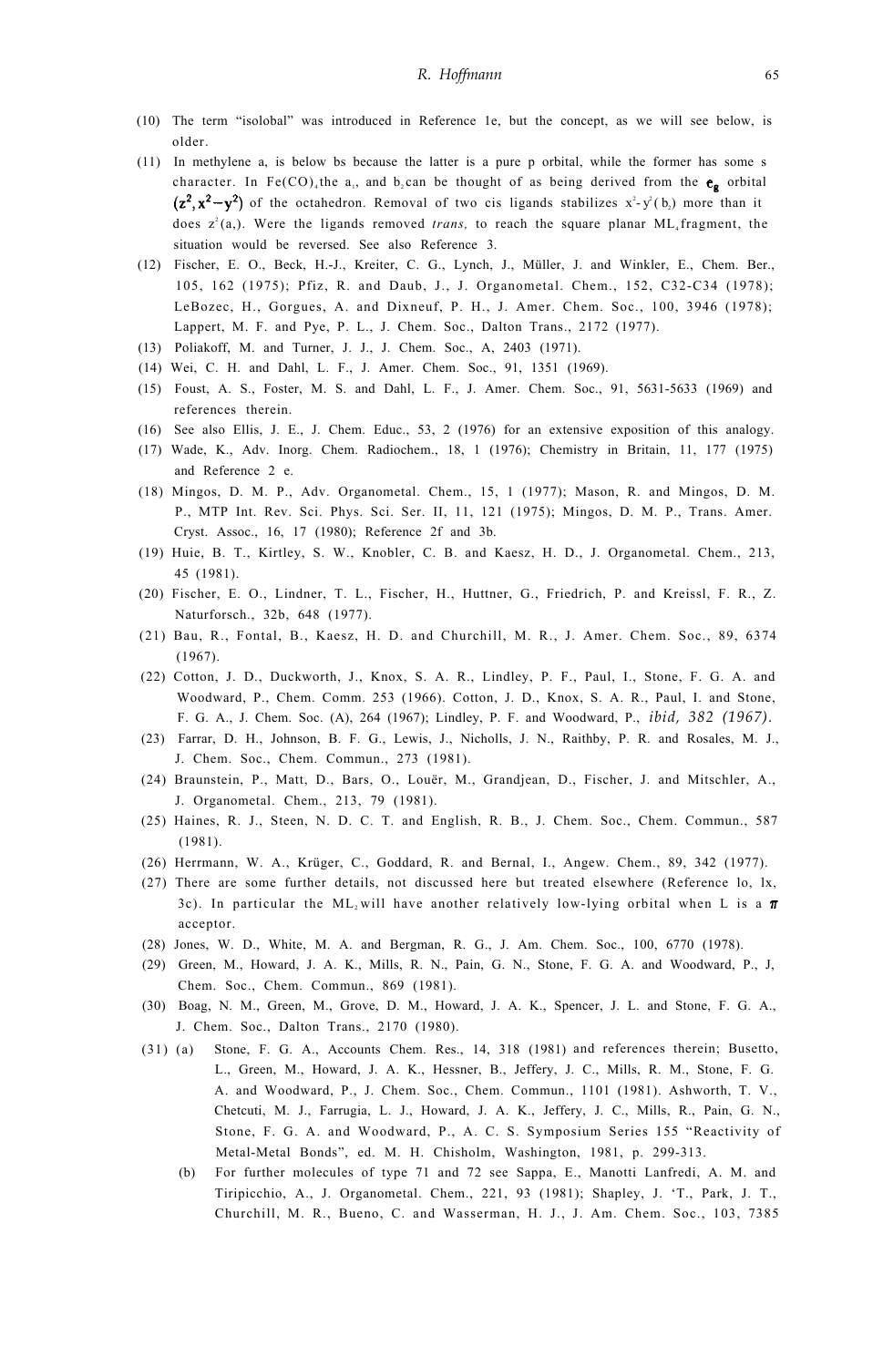(10) The term "isolobal" was introduced in Reference 1e, but the concept, as we will see below, is older.

(11) In methylene $a_1$ is below $b_2$ because the latter is a pure p orbital, while the former has some s character. In $Fe(CO)_4$ the $a_1$, and $b_2$ can be thought of as being derived from the $e_g$ orbital $(z^2, x^2-y^2)$ of the octahedron. Removal of two cis ligands stabilizes $x^2-y^2$ ($b_2$) more than it does $z^2$ ($a_1$). Were the ligands removed *trans,* to reach the square planar $ML_4$ fragment, the situation would be reversed. See also Reference 3.

(12) Fischer, E. O., Beck, H.-J., Kreiter, C. G., Lynch, J., Müller, J. and Winkler, E., Chem. Ber., 105, 162 (1975); Pfiz, R. and Daub, J., J. Organometal. Chem., 152, C32-C34 (1978); LeBozec, H., Gorgues, A. and Dixneuf, P. H., J. Amer. Chem. Soc., 100, 3946 (1978); Lappert, M. F. and Pye, P. L., J. Chem. Soc., Dalton Trans., 2172 (1977).

(13) Poliakoff, M. and Turner, J. J., J. Chem. Soc., A, 2403 (1971).

(14) Wei, C. H. and Dahl, L. F., J. Amer. Chem. Soc., 91, 1351 (1969).

(15) Foust, A. S., Foster, M. S. and Dahl, L. F., J. Amer. Chem. Soc., 91, 5631-5633 (1969) and references therein.

(16) See also Ellis, J. E., J. Chem. Educ., 53, 2 (1976) for an extensive exposition of this analogy.

(17) Wade, K., Adv. Inorg. Chem. Radiochem., 18, 1 (1976); Chemistry in Britain, 11, 177 (1975) and Reference 2 e.

(18) Mingos, D. M. P., Adv. Organometal. Chem., 15, 1 (1977); Mason, R. and Mingos, D. M. P., MTP Int. Rev. Sci. Phys. Sci. Ser. II, 11, 121 (1975); Mingos, D. M. P., Trans. Amer. Cryst. Assoc., 16, 17 (1980); Reference 2f and 3b.

(19) Huie, B. T., Kirtley, S. W., Knobler, C. B. and Kaesz, H. D., J. Organometal. Chem., 213, 45 (1981).

(20) Fischer, E. O., Lindner, T. L., Fischer, H., Huttner, G., Friedrich, P. and Kreissl, F. R., Z. Naturforsch., 32b, 648 (1977).

(21) Bau, R., Fontal, B., Kaesz, H. D. and Churchill, M. R., J. Amer. Chem. Soc., 89, 6374 (1967).

(22) Cotton, J. D., Duckworth, J., Knox, S. A. R., Lindley, P. F., Paul, I., Stone, F. G. A. and Woodward, P., Chem. Comm. 253 (1966). Cotton, J. D., Knox, S. A. R., Paul, I. and Stone, F. G. A., J. Chem. Soc. (A), 264 (1967); Lindley, P. F. and Woodward, P., *ibid, 382 (1967).*

(23) Farrar, D. H., Johnson, B. F. G., Lewis, J., Nicholls, J. N., Raithby, P. R. and Rosales, M. J., J. Chem. Soc., Chem. Commun., 273 (1981).

(24) Braunstein, P., Matt, D., Bars, O., Louër, M., Grandjean, D., Fischer, J. and Mitschler, A., J. Organometal. Chem., 213, 79 (1981).

(25) Haines, R. J., Steen, N. D. C. T. and English, R. B., J. Chem. Soc., Chem. Commun., 587 (1981).

(26) Herrmann, W. A., Krüger, C., Goddard, R. and Bernal, I., Angew. Chem., 89, 342 (1977).

(27) There are some further details, not discussed here but treated elsewhere (Reference 1o, 1x, 3c). In particular the $ML_2$ will have another relatively low-lying orbital when L is a $\pi$ acceptor.

(28) Jones, W. D., White, M. A. and Bergman, R. G., J. Am. Chem. Soc., 100, 6770 (1978).

(29) Green, M., Howard, J. A. K., Mills, R. N., Pain, G. N., Stone, F. G. A. and Woodward, P., J. Chem. Soc., Chem. Commun., 869 (1981).

(30) Boag, N. M., Green, M., Grove, D. M., Howard, J. A. K., Spencer, J. L. and Stone, F. G. A., J. Chem. Soc., Dalton Trans., 2170 (1980).

(31) (a) Stone, F. G. A., Accounts Chem. Res., 14, 318 (1981) and references therein; Busetto, L., Green, M., Howard, J. A. K., Hessner, B., Jeffery, J. C., Mills, R. M., Stone, F. G. A. and Woodward, P., J. Chem. Soc., Chem. Commun., 1101 (1981). Ashworth, T. V., Chetcuti, M. J., Farrugia, L. J., Howard, J. A. K., Jeffery, J. C., Mills, R., Pain, G. N., Stone, F. G. A. and Woodward, P., A. C. S. Symposium Series 155 "Reactivity of Metal-Metal Bonds", ed. M. H. Chisholm, Washington, 1981, p. 299-313.

(b) For further molecules of type 71 and 72 see Sappa, E., Manotti Lanfredi, A. M. and Tiripicchio, A., J. Organometal. Chem., 221, 93 (1981); Shapley, J. 'T., Park, J. T., Churchill, M. R., Bueno, C. and Wasserman, H. J., J. Am. Chem. Soc., 103, 7385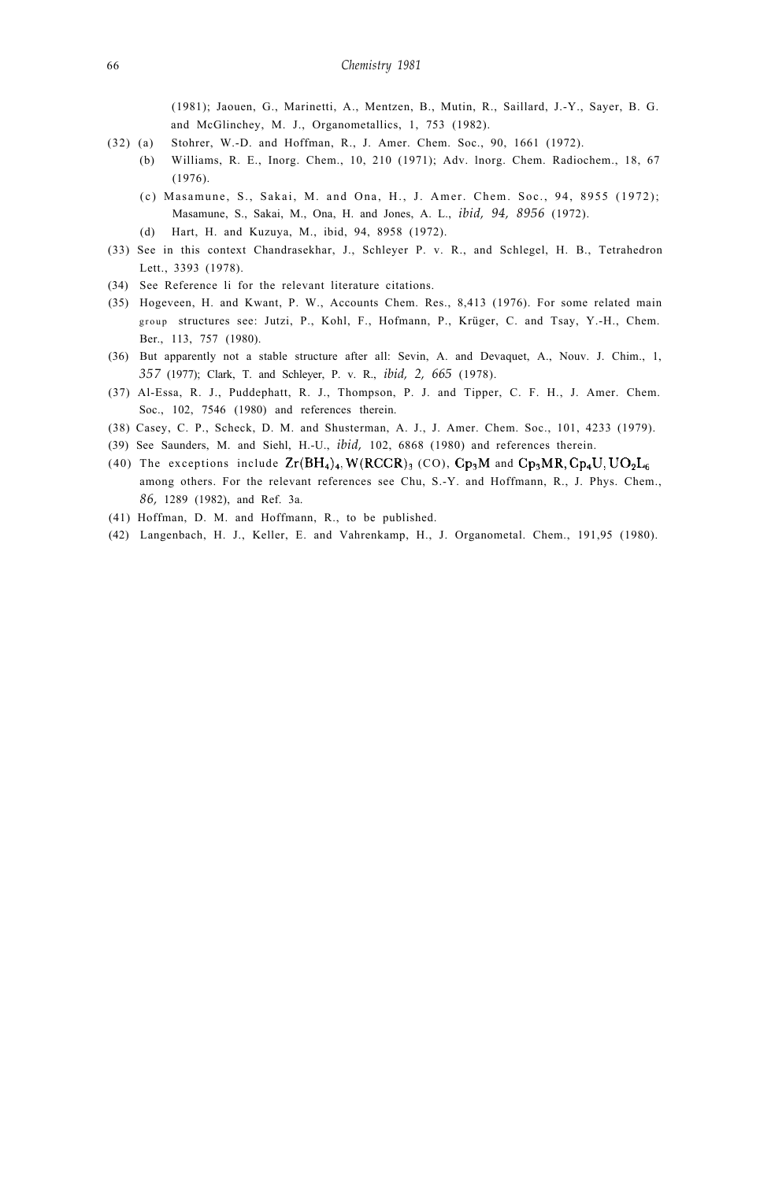(1981); Jaouen, G., Marinetti, A., Mentzen, B., Mutin, R., Saillard, J.-Y., Sayer, B. G. and McGlinchey, M. J., Organometallics, 1, 753 (1982).

(32) (a) Stohrer, W.-D. and Hoffman, R., J. Amer. Chem. Soc., 90, 1661 (1972).

(b) Williams, R. E., Inorg. Chem., 10, 210 (1971); Adv. lnorg. Chem. Radiochem., 18, 67 (1976).

(c) Masamune, S., Sakai, M. and Ona, H., J. Amer. Chem. Soc., 94, 8955 (1972); Masamune, S., Sakai, M., Ona, H. and Jones, A. L., *ibid, 94, 8956* (1972).

(d) Hart, H. and Kuzuya, M., ibid, 94, 8958 (1972).

(33) See in this context Chandrasekhar, J., Schleyer P. v. R., and Schlegel, H. B., Tetrahedron Lett., 3393 (1978).

(34) See Reference li for the relevant literature citations.

(35) Hogeveen, H. and Kwant, P. W., Accounts Chem. Res., 8,413 (1976). For some related main group structures see: Jutzi, P., Kohl, F., Hofmann, P., Krüger, C. and Tsay, Y.-H., Chem. Ber., 113, 757 (1980).

(36) But apparently not a stable structure after all: Sevin, A. and Devaquet, A., Nouv. J. Chim., 1, *357* (1977); Clark, T. and Schleyer, P. v. R., *ibid, 2, 665* (1978).

(37) Al-Essa, R. J., Puddephatt, R. J., Thompson, P. J. and Tipper, C. F. H., J. Amer. Chem. Soc., 102, 7546 (1980) and references therein.

(38) Casey, C. P., Scheck, D. M. and Shusterman, A. J., J. Amer. Chem. Soc., 101, 4233 (1979).

(39) See Saunders, M. and Siehl, H.-U., *ibid,* 102, 6868 (1980) and references therein.

(40) The exceptions include $Zr(BH_4)_4$, $W(RCCR)_3$ (CO), $Cp_3M$ and $Cp_3MR$, $Cp_4U$, $UO_2L_6$ among others. For the relevant references see Chu, S.-Y. and Hoffmann, R., J. Phys. Chem., *86,* 1289 (1982), and Ref. 3a.

(41) Hoffman, D. M. and Hoffmann, R., to be published.

(42) Langenbach, H. J., Keller, E. and Vahrenkamp, H., J. Organometal. Chem., 191,95 (1980).